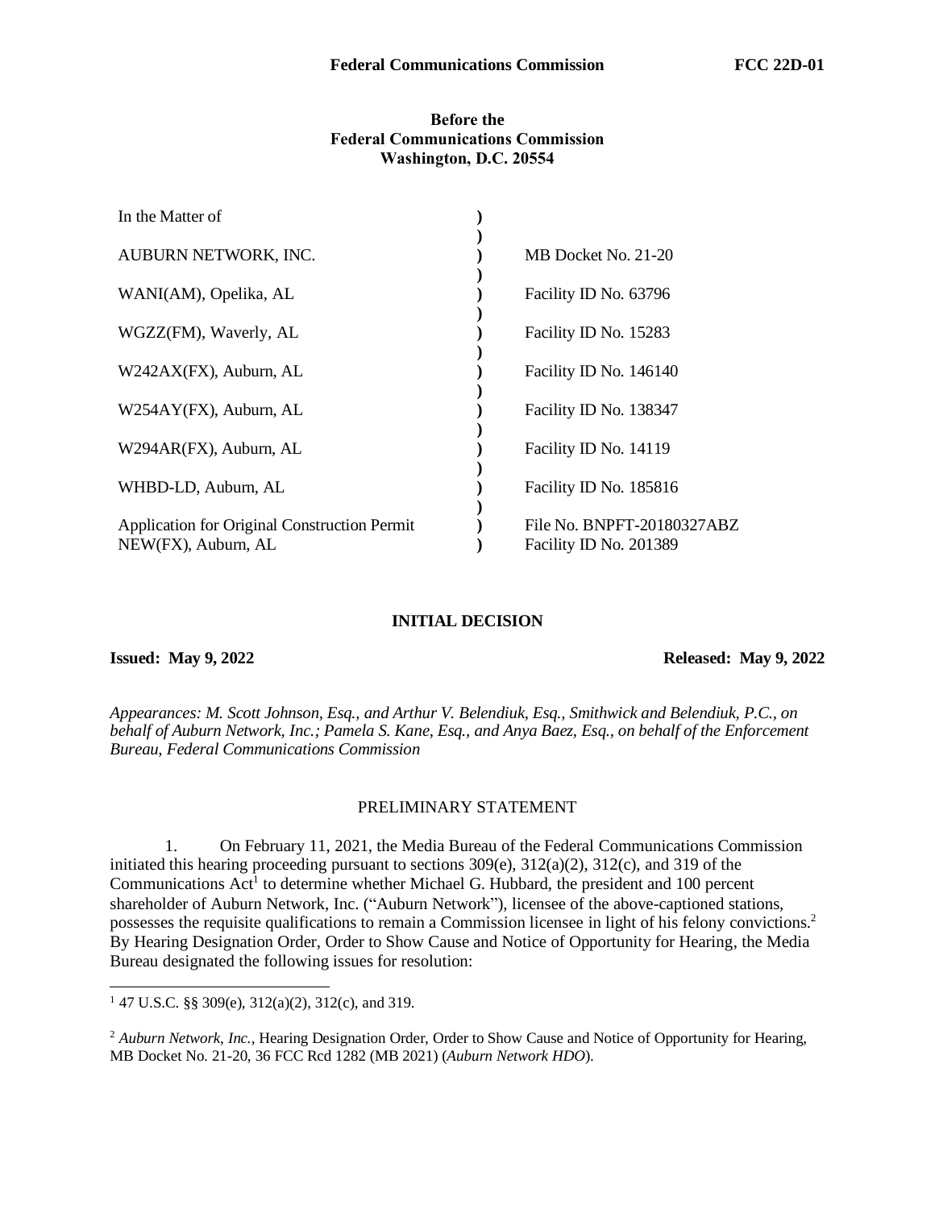**Before the**
**Federal Communications Commission**
**Washington, D.C. 20554**

| | | |
|---|---|---|
| In the Matter of | ) | |
| | ) | |
| AUBURN NETWORK, INC. | ) | MB Docket No. 21-20 |
| | ) | |
| WANI(AM), Opelika, AL | ) | Facility ID No. 63796 |
| | ) | |
| WGZZ(FM), Waverly, AL | ) | Facility ID No. 15283 |
| | ) | |
| W242AX(FX), Auburn, AL | ) | Facility ID No. 146140 |
| | ) | |
| W254AY(FX), Auburn, AL | ) | Facility ID No. 138347 |
| | ) | |
| W294AR(FX), Auburn, AL | ) | Facility ID No. 14119 |
| | ) | |
| WHBD-LD, Auburn, AL | ) | Facility ID No. 185816 |
| | ) | |
| Application for Original Construction Permit NEW(FX), Auburn, AL | ) | File No. BNPFT-20180327ABZ Facility ID No. 201389 |

## INITIAL DECISION

**Issued: May 9, 2022** **Released: May 9, 2022**

*Appearances: M. Scott Johnson, Esq., and Arthur V. Belendiuk, Esq., Smithwick and Belendiuk, P.C., on behalf of Auburn Network, Inc.; Pamela S. Kane, Esq., and Anya Baez, Esq., on behalf of the Enforcement Bureau, Federal Communications Commission*

### PRELIMINARY STATEMENT

1. On February 11, 2021, the Media Bureau of the Federal Communications Commission initiated this hearing proceeding pursuant to sections 309(e), 312(a)(2), 312(c), and 319 of the Communications Act[1] to determine whether Michael G. Hubbard, the president and 100 percent shareholder of Auburn Network, Inc. ("Auburn Network"), licensee of the above-captioned stations, possesses the requisite qualifications to remain a Commission licensee in light of his felony convictions.[2] By Hearing Designation Order, Order to Show Cause and Notice of Opportunity for Hearing, the Media Bureau designated the following issues for resolution:

---

[1] 47 U.S.C. §§ 309(e), 312(a)(2), 312(c), and 319.

[2] *Auburn Network, Inc.*, Hearing Designation Order, Order to Show Cause and Notice of Opportunity for Hearing, MB Docket No. 21-20, 36 FCC Rcd 1282 (MB 2021) (*Auburn Network HDO*).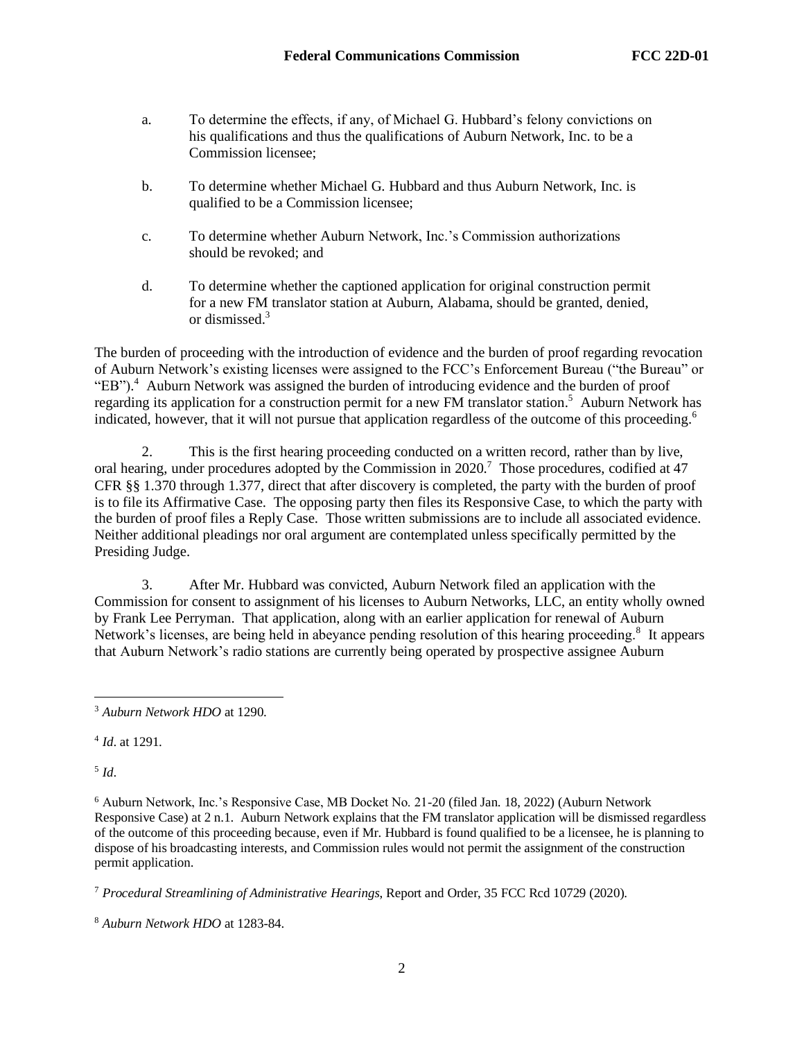a. To determine the effects, if any, of Michael G. Hubbard's felony convictions on his qualifications and thus the qualifications of Auburn Network, Inc. to be a Commission licensee;

b. To determine whether Michael G. Hubbard and thus Auburn Network, Inc. is qualified to be a Commission licensee;

c. To determine whether Auburn Network, Inc.'s Commission authorizations should be revoked; and

d. To determine whether the captioned application for original construction permit for a new FM translator station at Auburn, Alabama, should be granted, denied, or dismissed.[3]

The burden of proceeding with the introduction of evidence and the burden of proof regarding revocation of Auburn Network's existing licenses were assigned to the FCC's Enforcement Bureau ("the Bureau" or "EB").[4] Auburn Network was assigned the burden of introducing evidence and the burden of proof regarding its application for a construction permit for a new FM translator station.[5] Auburn Network has indicated, however, that it will not pursue that application regardless of the outcome of this proceeding.[6]

2. This is the first hearing proceeding conducted on a written record, rather than by live, oral hearing, under procedures adopted by the Commission in 2020.[7] Those procedures, codified at 47 CFR §§ 1.370 through 1.377, direct that after discovery is completed, the party with the burden of proof is to file its Affirmative Case. The opposing party then files its Responsive Case, to which the party with the burden of proof files a Reply Case. Those written submissions are to include all associated evidence. Neither additional pleadings nor oral argument are contemplated unless specifically permitted by the Presiding Judge.

3. After Mr. Hubbard was convicted, Auburn Network filed an application with the Commission for consent to assignment of his licenses to Auburn Networks, LLC, an entity wholly owned by Frank Lee Perryman. That application, along with an earlier application for renewal of Auburn Network's licenses, are being held in abeyance pending resolution of this hearing proceeding.[8] It appears that Auburn Network's radio stations are currently being operated by prospective assignee Auburn

---

[3] *Auburn Network HDO* at 1290.

[4] *Id*. at 1291.

[5] *Id*.

[6] Auburn Network, Inc.'s Responsive Case, MB Docket No. 21-20 (filed Jan. 18, 2022) (Auburn Network Responsive Case) at 2 n.1. Auburn Network explains that the FM translator application will be dismissed regardless of the outcome of this proceeding because, even if Mr. Hubbard is found qualified to be a licensee, he is planning to dispose of his broadcasting interests, and Commission rules would not permit the assignment of the construction permit application.

[7] *Procedural Streamlining of Administrative Hearings*, Report and Order, 35 FCC Rcd 10729 (2020).

[8] *Auburn Network HDO* at 1283-84.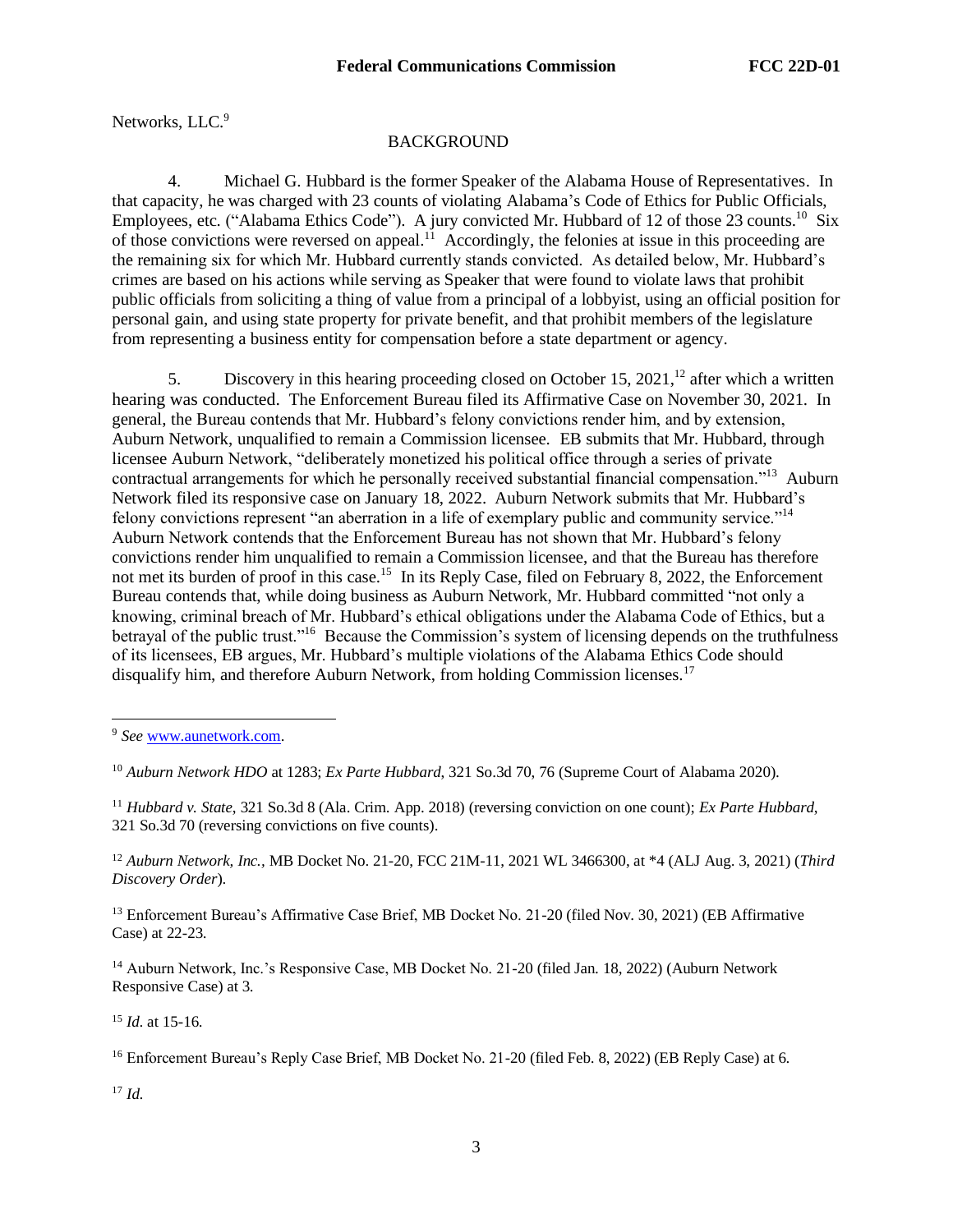Networks, LLC.[9]

## BACKGROUND

4. Michael G. Hubbard is the former Speaker of the Alabama House of Representatives. In that capacity, he was charged with 23 counts of violating Alabama's Code of Ethics for Public Officials, Employees, etc. ("Alabama Ethics Code"). A jury convicted Mr. Hubbard of 12 of those 23 counts.[10] Six of those convictions were reversed on appeal.[11] Accordingly, the felonies at issue in this proceeding are the remaining six for which Mr. Hubbard currently stands convicted. As detailed below, Mr. Hubbard's crimes are based on his actions while serving as Speaker that were found to violate laws that prohibit public officials from soliciting a thing of value from a principal of a lobbyist, using an official position for personal gain, and using state property for private benefit, and that prohibit members of the legislature from representing a business entity for compensation before a state department or agency.

5. Discovery in this hearing proceeding closed on October 15, 2021,[12] after which a written hearing was conducted. The Enforcement Bureau filed its Affirmative Case on November 30, 2021. In general, the Bureau contends that Mr. Hubbard's felony convictions render him, and by extension, Auburn Network, unqualified to remain a Commission licensee. EB submits that Mr. Hubbard, through licensee Auburn Network, "deliberately monetized his political office through a series of private contractual arrangements for which he personally received substantial financial compensation."[13] Auburn Network filed its responsive case on January 18, 2022. Auburn Network submits that Mr. Hubbard's felony convictions represent "an aberration in a life of exemplary public and community service."[14] Auburn Network contends that the Enforcement Bureau has not shown that Mr. Hubbard's felony convictions render him unqualified to remain a Commission licensee, and that the Bureau has therefore not met its burden of proof in this case.[15] In its Reply Case, filed on February 8, 2022, the Enforcement Bureau contends that, while doing business as Auburn Network, Mr. Hubbard committed "not only a knowing, criminal breach of Mr. Hubbard's ethical obligations under the Alabama Code of Ethics, but a betrayal of the public trust."[16] Because the Commission's system of licensing depends on the truthfulness of its licensees, EB argues, Mr. Hubbard's multiple violations of the Alabama Ethics Code should disqualify him, and therefore Auburn Network, from holding Commission licenses.[17]

---

[9] *See* www.aunetwork.com.

[10] *Auburn Network HDO* at 1283; *Ex Parte Hubbard*, 321 So.3d 70, 76 (Supreme Court of Alabama 2020).

[11] *Hubbard v. State*, 321 So.3d 8 (Ala. Crim. App. 2018) (reversing conviction on one count); *Ex Parte Hubbard*, 321 So.3d 70 (reversing convictions on five counts).

[12] *Auburn Network, Inc.*, MB Docket No. 21-20, FCC 21M-11, 2021 WL 3466300, at *4 (ALJ Aug. 3, 2021) (*Third Discovery Order*).

[13] Enforcement Bureau's Affirmative Case Brief, MB Docket No. 21-20 (filed Nov. 30, 2021) (EB Affirmative Case) at 22-23.

[14] Auburn Network, Inc.'s Responsive Case, MB Docket No. 21-20 (filed Jan. 18, 2022) (Auburn Network Responsive Case) at 3.

[15] *Id.* at 15-16.

[16] Enforcement Bureau's Reply Case Brief, MB Docket No. 21-20 (filed Feb. 8, 2022) (EB Reply Case) at 6.

[17] *Id.*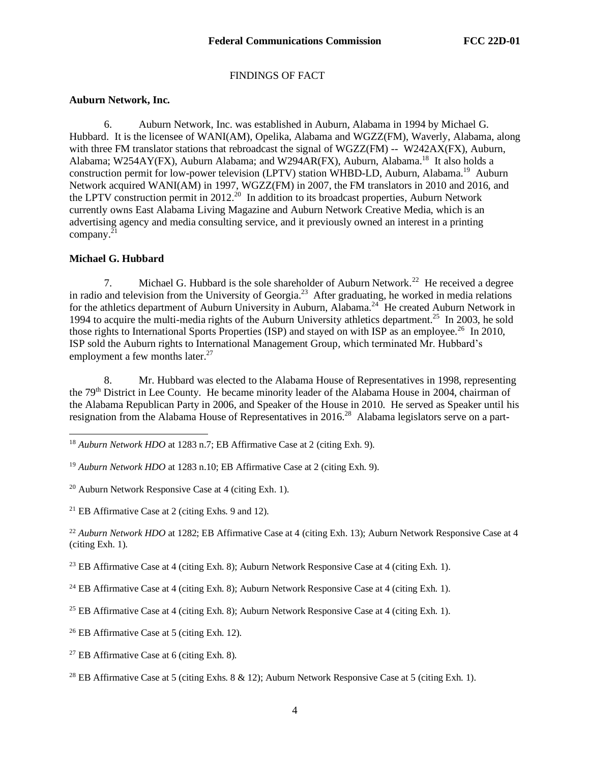FINDINGS OF FACT

**Auburn Network, Inc.**

6. Auburn Network, Inc. was established in Auburn, Alabama in 1994 by Michael G. Hubbard. It is the licensee of WANI(AM), Opelika, Alabama and WGZZ(FM), Waverly, Alabama, along with three FM translator stations that rebroadcast the signal of WGZZ(FM) -- W242AX(FX), Auburn, Alabama; W254AY(FX), Auburn Alabama; and W294AR(FX), Auburn, Alabama.[18] It also holds a construction permit for low-power television (LPTV) station WHBD-LD, Auburn, Alabama.[19] Auburn Network acquired WANI(AM) in 1997, WGZZ(FM) in 2007, the FM translators in 2010 and 2016, and the LPTV construction permit in 2012.[20] In addition to its broadcast properties, Auburn Network currently owns East Alabama Living Magazine and Auburn Network Creative Media, which is an advertising agency and media consulting service, and it previously owned an interest in a printing company.[21]

**Michael G. Hubbard**

7. Michael G. Hubbard is the sole shareholder of Auburn Network.[22] He received a degree in radio and television from the University of Georgia.[23] After graduating, he worked in media relations for the athletics department of Auburn University in Auburn, Alabama.[24] He created Auburn Network in 1994 to acquire the multi-media rights of the Auburn University athletics department.[25] In 2003, he sold those rights to International Sports Properties (ISP) and stayed on with ISP as an employee.[26] In 2010, ISP sold the Auburn rights to International Management Group, which terminated Mr. Hubbard's employment a few months later.[27]

8. Mr. Hubbard was elected to the Alabama House of Representatives in 1998, representing the 79th District in Lee County. He became minority leader of the Alabama House in 2004, chairman of the Alabama Republican Party in 2006, and Speaker of the House in 2010. He served as Speaker until his resignation from the Alabama House of Representatives in 2016.[28] Alabama legislators serve on a part-

---

[18] *Auburn Network HDO* at 1283 n.7; EB Affirmative Case at 2 (citing Exh. 9).

[19] *Auburn Network HDO* at 1283 n.10; EB Affirmative Case at 2 (citing Exh. 9).

[20] Auburn Network Responsive Case at 4 (citing Exh. 1).

[21] EB Affirmative Case at 2 (citing Exhs. 9 and 12).

[22] *Auburn Network HDO* at 1282; EB Affirmative Case at 4 (citing Exh. 13); Auburn Network Responsive Case at 4 (citing Exh. 1).

[23] EB Affirmative Case at 4 (citing Exh. 8); Auburn Network Responsive Case at 4 (citing Exh. 1).

[24] EB Affirmative Case at 4 (citing Exh. 8); Auburn Network Responsive Case at 4 (citing Exh. 1).

[25] EB Affirmative Case at 4 (citing Exh. 8); Auburn Network Responsive Case at 4 (citing Exh. 1).

[26] EB Affirmative Case at 5 (citing Exh. 12).

[27] EB Affirmative Case at 6 (citing Exh. 8).

[28] EB Affirmative Case at 5 (citing Exhs. 8 & 12); Auburn Network Responsive Case at 5 (citing Exh. 1).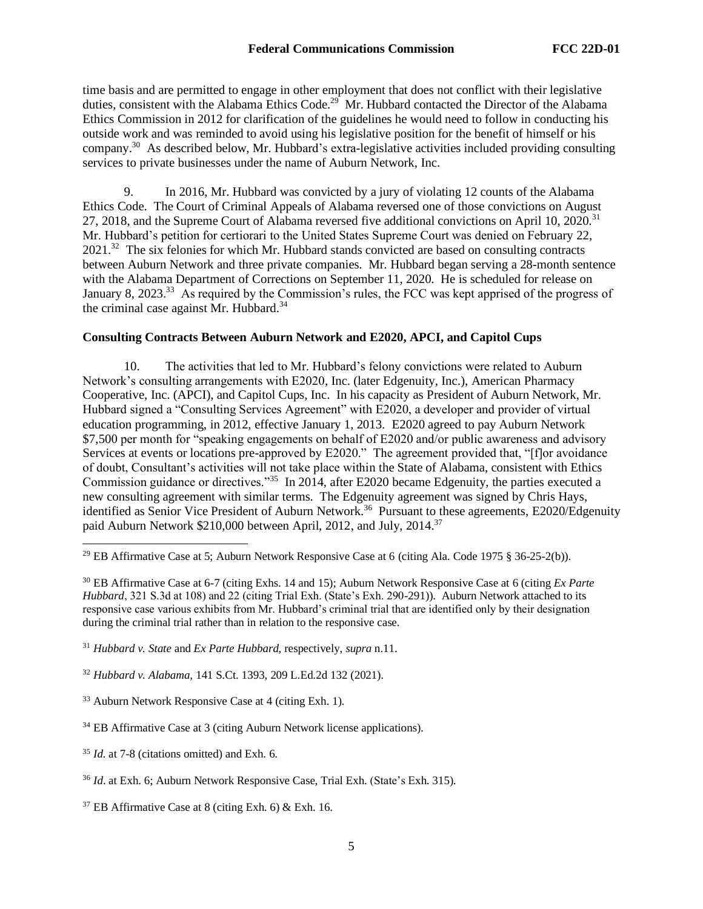time basis and are permitted to engage in other employment that does not conflict with their legislative duties, consistent with the Alabama Ethics Code.[29] Mr. Hubbard contacted the Director of the Alabama Ethics Commission in 2012 for clarification of the guidelines he would need to follow in conducting his outside work and was reminded to avoid using his legislative position for the benefit of himself or his company.[30] As described below, Mr. Hubbard's extra-legislative activities included providing consulting services to private businesses under the name of Auburn Network, Inc.

9. In 2016, Mr. Hubbard was convicted by a jury of violating 12 counts of the Alabama Ethics Code. The Court of Criminal Appeals of Alabama reversed one of those convictions on August 27, 2018, and the Supreme Court of Alabama reversed five additional convictions on April 10, 2020.[31] Mr. Hubbard's petition for certiorari to the United States Supreme Court was denied on February 22, 2021.[32] The six felonies for which Mr. Hubbard stands convicted are based on consulting contracts between Auburn Network and three private companies. Mr. Hubbard began serving a 28-month sentence with the Alabama Department of Corrections on September 11, 2020. He is scheduled for release on January 8, 2023.[33] As required by the Commission's rules, the FCC was kept apprised of the progress of the criminal case against Mr. Hubbard.[34]

**Consulting Contracts Between Auburn Network and E2020, APCI, and Capitol Cups**

10. The activities that led to Mr. Hubbard's felony convictions were related to Auburn Network's consulting arrangements with E2020, Inc. (later Edgenuity, Inc.), American Pharmacy Cooperative, Inc. (APCI), and Capitol Cups, Inc. In his capacity as President of Auburn Network, Mr. Hubbard signed a "Consulting Services Agreement" with E2020, a developer and provider of virtual education programming, in 2012, effective January 1, 2013. E2020 agreed to pay Auburn Network $7,500 per month for "speaking engagements on behalf of E2020 and/or public awareness and advisory Services at events or locations pre-approved by E2020." The agreement provided that, "[f]or avoidance of doubt, Consultant's activities will not take place within the State of Alabama, consistent with Ethics Commission guidance or directives."[35] In 2014, after E2020 became Edgenuity, the parties executed a new consulting agreement with similar terms. The Edgenuity agreement was signed by Chris Hays, identified as Senior Vice President of Auburn Network.[36] Pursuant to these agreements, E2020/Edgenuity paid Auburn Network $210,000 between April, 2012, and July, 2014.[37]

---

[29] EB Affirmative Case at 5; Auburn Network Responsive Case at 6 (citing Ala. Code 1975 § 36-25-2(b)).

[30] EB Affirmative Case at 6-7 (citing Exhs. 14 and 15); Auburn Network Responsive Case at 6 (citing *Ex Parte Hubbard*, 321 S.3d at 108) and 22 (citing Trial Exh. (State's Exh. 290-291)). Auburn Network attached to its responsive case various exhibits from Mr. Hubbard's criminal trial that are identified only by their designation during the criminal trial rather than in relation to the responsive case.

[31] *Hubbard v. State* and *Ex Parte Hubbard*, respectively, *supra* n.11.

[32] *Hubbard v. Alabama*, 141 S.Ct. 1393, 209 L.Ed.2d 132 (2021).

[33] Auburn Network Responsive Case at 4 (citing Exh. 1).

[34] EB Affirmative Case at 3 (citing Auburn Network license applications).

[35] *Id.* at 7-8 (citations omitted) and Exh. 6.

[36] *Id*. at Exh. 6; Auburn Network Responsive Case, Trial Exh. (State's Exh. 315).

[37] EB Affirmative Case at 8 (citing Exh. 6) & Exh. 16.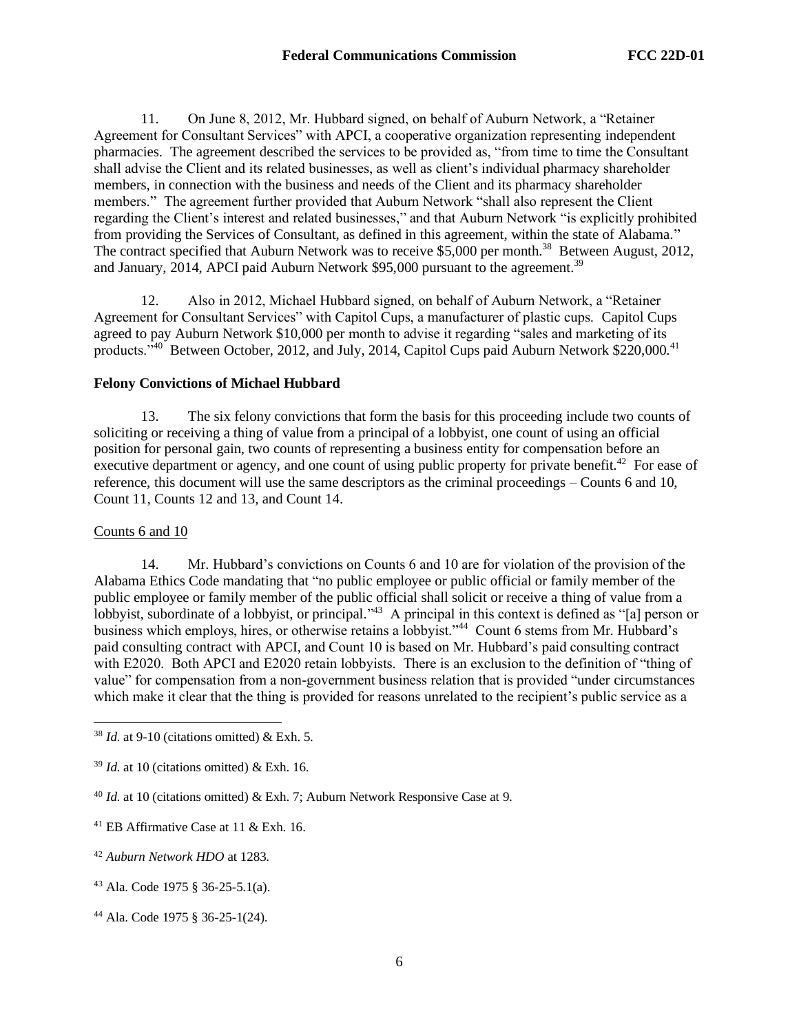11. On June 8, 2012, Mr. Hubbard signed, on behalf of Auburn Network, a "Retainer Agreement for Consultant Services" with APCI, a cooperative organization representing independent pharmacies. The agreement described the services to be provided as, "from time to time the Consultant shall advise the Client and its related businesses, as well as client's individual pharmacy shareholder members, in connection with the business and needs of the Client and its pharmacy shareholder members." The agreement further provided that Auburn Network "shall also represent the Client regarding the Client's interest and related businesses," and that Auburn Network "is explicitly prohibited from providing the Services of Consultant, as defined in this agreement, within the state of Alabama." The contract specified that Auburn Network was to receive $5,000 per month.[38] Between August, 2012, and January, 2014, APCI paid Auburn Network $95,000 pursuant to the agreement.[39]

12. Also in 2012, Michael Hubbard signed, on behalf of Auburn Network, a "Retainer Agreement for Consultant Services" with Capitol Cups, a manufacturer of plastic cups. Capitol Cups agreed to pay Auburn Network $10,000 per month to advise it regarding "sales and marketing of its products."[40] Between October, 2012, and July, 2014, Capitol Cups paid Auburn Network $220,000.[41]

**Felony Convictions of Michael Hubbard**

13. The six felony convictions that form the basis for this proceeding include two counts of soliciting or receiving a thing of value from a principal of a lobbyist, one count of using an official position for personal gain, two counts of representing a business entity for compensation before an executive department or agency, and one count of using public property for private benefit.[42] For ease of reference, this document will use the same descriptors as the criminal proceedings – Counts 6 and 10, Count 11, Counts 12 and 13, and Count 14.

Counts 6 and 10

14. Mr. Hubbard's convictions on Counts 6 and 10 are for violation of the provision of the Alabama Ethics Code mandating that "no public employee or public official or family member of the public employee or family member of the public official shall solicit or receive a thing of value from a lobbyist, subordinate of a lobbyist, or principal."[43] A principal in this context is defined as "[a] person or business which employs, hires, or otherwise retains a lobbyist."[44] Count 6 stems from Mr. Hubbard's paid consulting contract with APCI, and Count 10 is based on Mr. Hubbard's paid consulting contract with E2020. Both APCI and E2020 retain lobbyists. There is an exclusion to the definition of "thing of value" for compensation from a non-government business relation that is provided "under circumstances which make it clear that the thing is provided for reasons unrelated to the recipient's public service as a

---

[38] *Id.* at 9-10 (citations omitted) & Exh. 5.

[39] *Id.* at 10 (citations omitted) & Exh. 16.

[40] *Id.* at 10 (citations omitted) & Exh. 7; Auburn Network Responsive Case at 9.

[41] EB Affirmative Case at 11 & Exh. 16.

[42] *Auburn Network HDO* at 1283.

[43] Ala. Code 1975 § 36-25-5.1(a).

[44] Ala. Code 1975 § 36-25-1(24).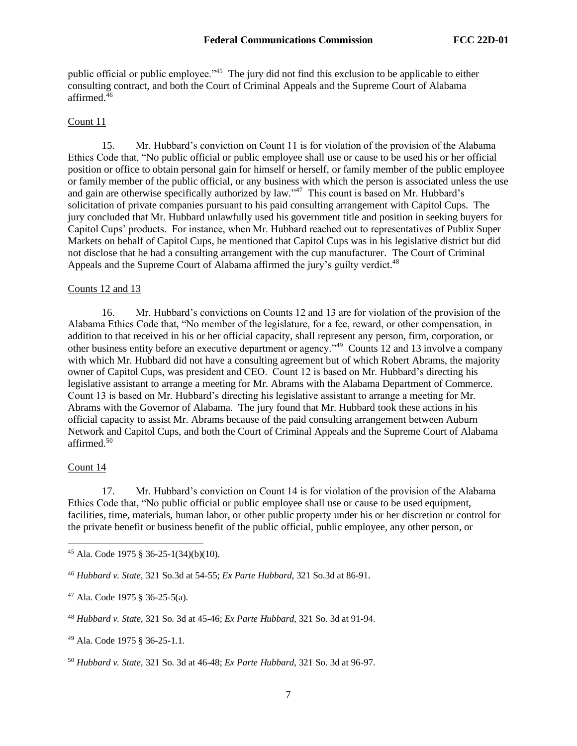public official or public employee."[45] The jury did not find this exclusion to be applicable to either consulting contract, and both the Court of Criminal Appeals and the Supreme Court of Alabama affirmed.[46]

Count 11

15. Mr. Hubbard's conviction on Count 11 is for violation of the provision of the Alabama Ethics Code that, "No public official or public employee shall use or cause to be used his or her official position or office to obtain personal gain for himself or herself, or family member of the public employee or family member of the public official, or any business with which the person is associated unless the use and gain are otherwise specifically authorized by law."[47] This count is based on Mr. Hubbard's solicitation of private companies pursuant to his paid consulting arrangement with Capitol Cups. The jury concluded that Mr. Hubbard unlawfully used his government title and position in seeking buyers for Capitol Cups' products. For instance, when Mr. Hubbard reached out to representatives of Publix Super Markets on behalf of Capitol Cups, he mentioned that Capitol Cups was in his legislative district but did not disclose that he had a consulting arrangement with the cup manufacturer. The Court of Criminal Appeals and the Supreme Court of Alabama affirmed the jury's guilty verdict.[48]

Counts 12 and 13

16. Mr. Hubbard's convictions on Counts 12 and 13 are for violation of the provision of the Alabama Ethics Code that, "No member of the legislature, for a fee, reward, or other compensation, in addition to that received in his or her official capacity, shall represent any person, firm, corporation, or other business entity before an executive department or agency."[49] Counts 12 and 13 involve a company with which Mr. Hubbard did not have a consulting agreement but of which Robert Abrams, the majority owner of Capitol Cups, was president and CEO. Count 12 is based on Mr. Hubbard's directing his legislative assistant to arrange a meeting for Mr. Abrams with the Alabama Department of Commerce. Count 13 is based on Mr. Hubbard's directing his legislative assistant to arrange a meeting for Mr. Abrams with the Governor of Alabama. The jury found that Mr. Hubbard took these actions in his official capacity to assist Mr. Abrams because of the paid consulting arrangement between Auburn Network and Capitol Cups, and both the Court of Criminal Appeals and the Supreme Court of Alabama affirmed.[50]

Count 14

17. Mr. Hubbard's conviction on Count 14 is for violation of the provision of the Alabama Ethics Code that, "No public official or public employee shall use or cause to be used equipment, facilities, time, materials, human labor, or other public property under his or her discretion or control for the private benefit or business benefit of the public official, public employee, any other person, or

---

[45] Ala. Code 1975 § 36-25-1(34)(b)(10).

[46] *Hubbard v. State*, 321 So.3d at 54-55; *Ex Parte Hubbard*, 321 So.3d at 86-91.

[47] Ala. Code 1975 § 36-25-5(a).

[48] *Hubbard v. State*, 321 So. 3d at 45-46; *Ex Parte Hubbard*, 321 So. 3d at 91-94.

[49] Ala. Code 1975 § 36-25-1.1.

[50] *Hubbard v. State*, 321 So. 3d at 46-48; *Ex Parte Hubbard*, 321 So. 3d at 96-97.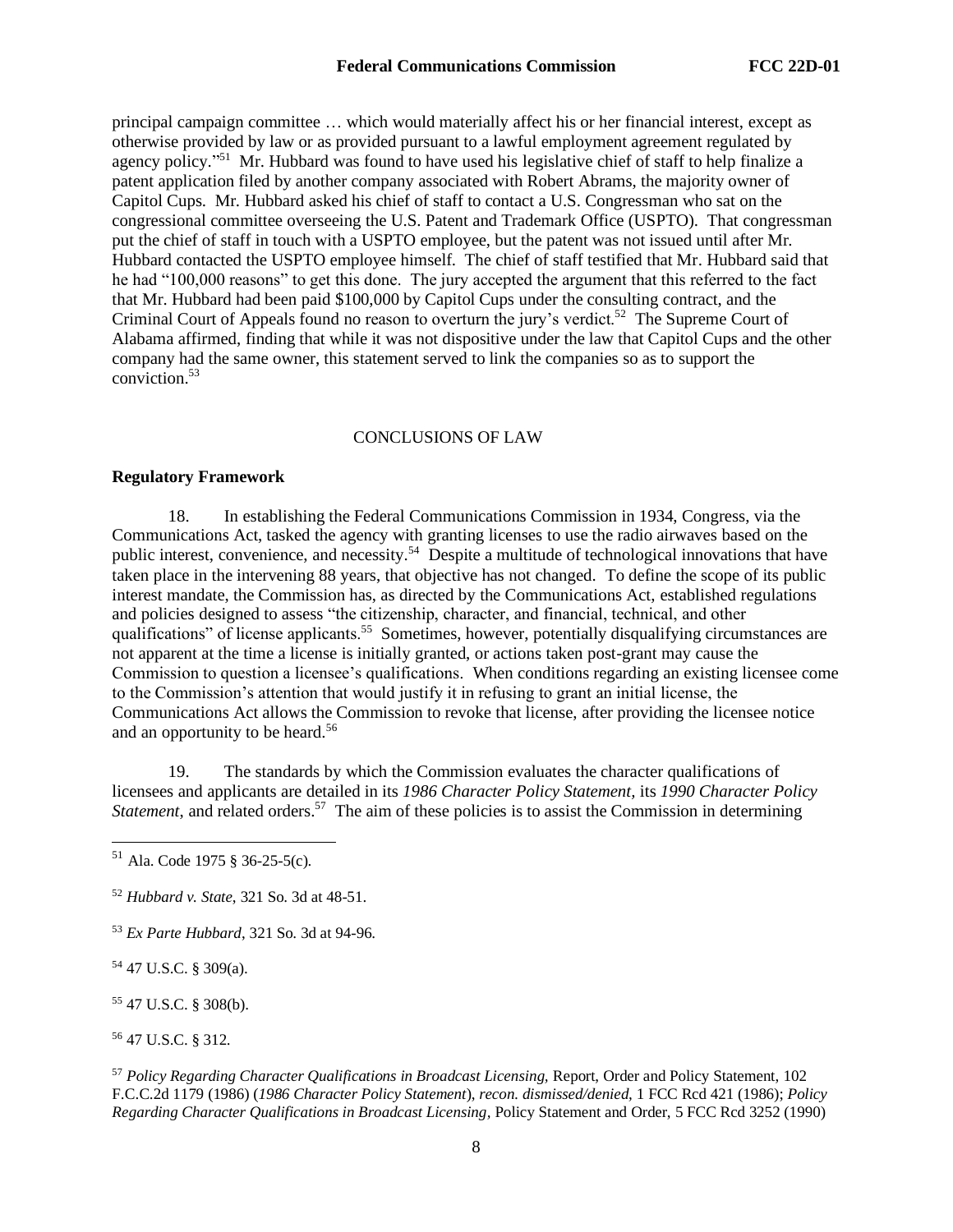principal campaign committee … which would materially affect his or her financial interest, except as otherwise provided by law or as provided pursuant to a lawful employment agreement regulated by agency policy."[51] Mr. Hubbard was found to have used his legislative chief of staff to help finalize a patent application filed by another company associated with Robert Abrams, the majority owner of Capitol Cups. Mr. Hubbard asked his chief of staff to contact a U.S. Congressman who sat on the congressional committee overseeing the U.S. Patent and Trademark Office (USPTO). That congressman put the chief of staff in touch with a USPTO employee, but the patent was not issued until after Mr. Hubbard contacted the USPTO employee himself. The chief of staff testified that Mr. Hubbard said that he had "100,000 reasons" to get this done. The jury accepted the argument that this referred to the fact that Mr. Hubbard had been paid $100,000 by Capitol Cups under the consulting contract, and the Criminal Court of Appeals found no reason to overturn the jury's verdict.[52] The Supreme Court of Alabama affirmed, finding that while it was not dispositive under the law that Capitol Cups and the other company had the same owner, this statement served to link the companies so as to support the conviction.[53]

## CONCLUSIONS OF LAW

### Regulatory Framework

18. In establishing the Federal Communications Commission in 1934, Congress, via the Communications Act, tasked the agency with granting licenses to use the radio airwaves based on the public interest, convenience, and necessity.[54] Despite a multitude of technological innovations that have taken place in the intervening 88 years, that objective has not changed. To define the scope of its public interest mandate, the Commission has, as directed by the Communications Act, established regulations and policies designed to assess "the citizenship, character, and financial, technical, and other qualifications" of license applicants.[55] Sometimes, however, potentially disqualifying circumstances are not apparent at the time a license is initially granted, or actions taken post-grant may cause the Commission to question a licensee's qualifications. When conditions regarding an existing licensee come to the Commission's attention that would justify it in refusing to grant an initial license, the Communications Act allows the Commission to revoke that license, after providing the licensee notice and an opportunity to be heard.[56]

19. The standards by which the Commission evaluates the character qualifications of licensees and applicants are detailed in its *1986 Character Policy Statement*, its *1990 Character Policy Statement*, and related orders.[57] The aim of these policies is to assist the Commission in determining

---

[51] Ala. Code 1975 § 36-25-5(c).

[52] *Hubbard v. State*, 321 So. 3d at 48-51.

[53] *Ex Parte Hubbard*, 321 So. 3d at 94-96.

[54] 47 U.S.C. § 309(a).

[55] 47 U.S.C. § 308(b).

[56] 47 U.S.C. § 312.

[57] *Policy Regarding Character Qualifications in Broadcast Licensing*, Report, Order and Policy Statement, 102 F.C.C.2d 1179 (1986) (*1986 Character Policy Statement*), *recon. dismissed/denied*, 1 FCC Rcd 421 (1986); *Policy Regarding Character Qualifications in Broadcast Licensing*, Policy Statement and Order, 5 FCC Rcd 3252 (1990)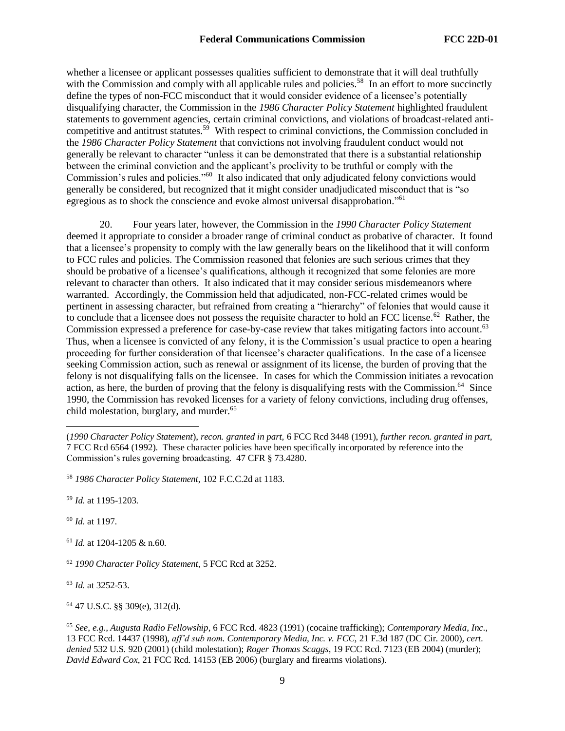whether a licensee or applicant possesses qualities sufficient to demonstrate that it will deal truthfully with the Commission and comply with all applicable rules and policies.[58] In an effort to more succinctly define the types of non-FCC misconduct that it would consider evidence of a licensee's potentially disqualifying character, the Commission in the *1986 Character Policy Statement* highlighted fraudulent statements to government agencies, certain criminal convictions, and violations of broadcast-related anti-competitive and antitrust statutes.[59] With respect to criminal convictions, the Commission concluded in the *1986 Character Policy Statement* that convictions not involving fraudulent conduct would not generally be relevant to character "unless it can be demonstrated that there is a substantial relationship between the criminal conviction and the applicant's proclivity to be truthful or comply with the Commission's rules and policies."[60] It also indicated that only adjudicated felony convictions would generally be considered, but recognized that it might consider unadjudicated misconduct that is "so egregious as to shock the conscience and evoke almost universal disapprobation."[61]

20. Four years later, however, the Commission in the *1990 Character Policy Statement* deemed it appropriate to consider a broader range of criminal conduct as probative of character. It found that a licensee's propensity to comply with the law generally bears on the likelihood that it will conform to FCC rules and policies. The Commission reasoned that felonies are such serious crimes that they should be probative of a licensee's qualifications, although it recognized that some felonies are more relevant to character than others. It also indicated that it may consider serious misdemeanors where warranted. Accordingly, the Commission held that adjudicated, non-FCC-related crimes would be pertinent in assessing character, but refrained from creating a "hierarchy" of felonies that would cause it to conclude that a licensee does not possess the requisite character to hold an FCC license.[62] Rather, the Commission expressed a preference for case-by-case review that takes mitigating factors into account.[63] Thus, when a licensee is convicted of any felony, it is the Commission's usual practice to open a hearing proceeding for further consideration of that licensee's character qualifications. In the case of a licensee seeking Commission action, such as renewal or assignment of its license, the burden of proving that the felony is not disqualifying falls on the licensee. In cases for which the Commission initiates a revocation action, as here, the burden of proving that the felony is disqualifying rests with the Commission.[64] Since 1990, the Commission has revoked licenses for a variety of felony convictions, including drug offenses, child molestation, burglary, and murder.[65]

---

(*1990 Character Policy Statement*), *recon. granted in part,* 6 FCC Rcd 3448 (1991), *further recon. granted in part,* 7 FCC Rcd 6564 (1992). These character policies have been specifically incorporated by reference into the Commission's rules governing broadcasting. 47 CFR § 73.4280.

[58] *1986 Character Policy Statement*, 102 F.C.C.2d at 1183.

[59] *Id.* at 1195-1203.

[60] *Id.* at 1197.

[61] *Id.* at 1204-1205 & n.60.

[62] *1990 Character Policy Statement*, 5 FCC Rcd at 3252.

[63] *Id.* at 3252-53.

[64] 47 U.S.C. §§ 309(e), 312(d).

[65] *See, e.g., Augusta Radio Fellowship*, 6 FCC Rcd. 4823 (1991) (cocaine trafficking); *Contemporary Media, Inc.,* 13 FCC Rcd. 14437 (1998), *aff'd sub nom. Contemporary Media, Inc. v. FCC*, 21 F.3d 187 (DC Cir. 2000), *cert. denied* 532 U.S. 920 (2001) (child molestation); *Roger Thomas Scaggs*, 19 FCC Rcd. 7123 (EB 2004) (murder); *David Edward Cox*, 21 FCC Rcd. 14153 (EB 2006) (burglary and firearms violations).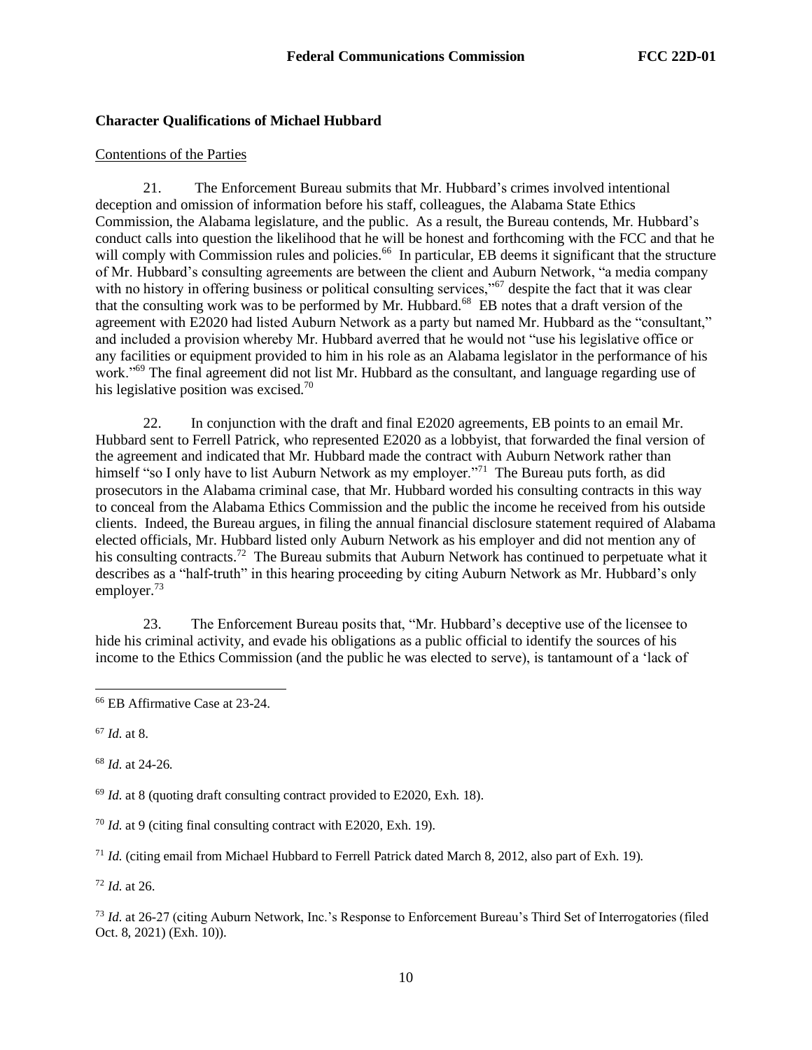### Character Qualifications of Michael Hubbard

Contentions of the Parties

21. The Enforcement Bureau submits that Mr. Hubbard's crimes involved intentional deception and omission of information before his staff, colleagues, the Alabama State Ethics Commission, the Alabama legislature, and the public. As a result, the Bureau contends, Mr. Hubbard's conduct calls into question the likelihood that he will be honest and forthcoming with the FCC and that he will comply with Commission rules and policies.[66] In particular, EB deems it significant that the structure of Mr. Hubbard's consulting agreements are between the client and Auburn Network, "a media company with no history in offering business or political consulting services,"[67] despite the fact that it was clear that the consulting work was to be performed by Mr. Hubbard.[68] EB notes that a draft version of the agreement with E2020 had listed Auburn Network as a party but named Mr. Hubbard as the "consultant," and included a provision whereby Mr. Hubbard averred that he would not "use his legislative office or any facilities or equipment provided to him in his role as an Alabama legislator in the performance of his work."[69] The final agreement did not list Mr. Hubbard as the consultant, and language regarding use of his legislative position was excised.[70]

22. In conjunction with the draft and final E2020 agreements, EB points to an email Mr. Hubbard sent to Ferrell Patrick, who represented E2020 as a lobbyist, that forwarded the final version of the agreement and indicated that Mr. Hubbard made the contract with Auburn Network rather than himself "so I only have to list Auburn Network as my employer."[71] The Bureau puts forth, as did prosecutors in the Alabama criminal case, that Mr. Hubbard worded his consulting contracts in this way to conceal from the Alabama Ethics Commission and the public the income he received from his outside clients. Indeed, the Bureau argues, in filing the annual financial disclosure statement required of Alabama elected officials, Mr. Hubbard listed only Auburn Network as his employer and did not mention any of his consulting contracts.[72] The Bureau submits that Auburn Network has continued to perpetuate what it describes as a "half-truth" in this hearing proceeding by citing Auburn Network as Mr. Hubbard's only employer.[73]

23. The Enforcement Bureau posits that, "Mr. Hubbard's deceptive use of the licensee to hide his criminal activity, and evade his obligations as a public official to identify the sources of his income to the Ethics Commission (and the public he was elected to serve), is tantamount of a 'lack of

---

[66] EB Affirmative Case at 23-24.

[67] *Id.* at 8.

[68] *Id.* at 24-26.

[69] *Id.* at 8 (quoting draft consulting contract provided to E2020, Exh. 18).

[70] *Id.* at 9 (citing final consulting contract with E2020, Exh. 19).

[71] *Id.* (citing email from Michael Hubbard to Ferrell Patrick dated March 8, 2012, also part of Exh. 19).

[72] *Id.* at 26.

[73] *Id.* at 26-27 (citing Auburn Network, Inc.'s Response to Enforcement Bureau's Third Set of Interrogatories (filed Oct. 8, 2021) (Exh. 10)).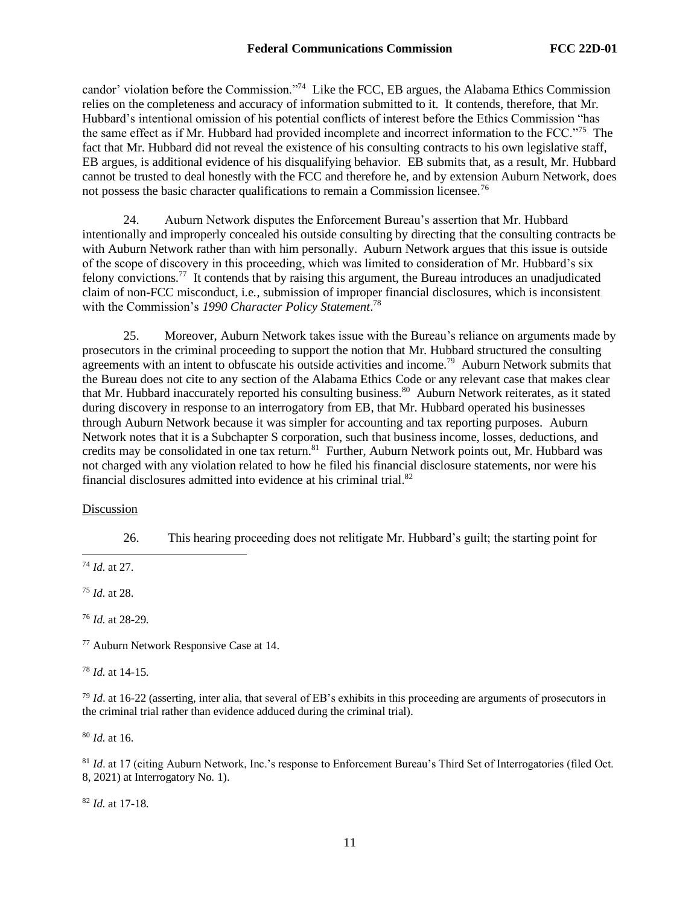candor' violation before the Commission."[74] Like the FCC, EB argues, the Alabama Ethics Commission relies on the completeness and accuracy of information submitted to it. It contends, therefore, that Mr. Hubbard's intentional omission of his potential conflicts of interest before the Ethics Commission "has the same effect as if Mr. Hubbard had provided incomplete and incorrect information to the FCC."[75] The fact that Mr. Hubbard did not reveal the existence of his consulting contracts to his own legislative staff, EB argues, is additional evidence of his disqualifying behavior. EB submits that, as a result, Mr. Hubbard cannot be trusted to deal honestly with the FCC and therefore he, and by extension Auburn Network, does not possess the basic character qualifications to remain a Commission licensee.[76]

24. Auburn Network disputes the Enforcement Bureau's assertion that Mr. Hubbard intentionally and improperly concealed his outside consulting by directing that the consulting contracts be with Auburn Network rather than with him personally. Auburn Network argues that this issue is outside of the scope of discovery in this proceeding, which was limited to consideration of Mr. Hubbard's six felony convictions.[77] It contends that by raising this argument, the Bureau introduces an unadjudicated claim of non-FCC misconduct, i.e., submission of improper financial disclosures, which is inconsistent with the Commission's *1990 Character Policy Statement*.[78]

25. Moreover, Auburn Network takes issue with the Bureau's reliance on arguments made by prosecutors in the criminal proceeding to support the notion that Mr. Hubbard structured the consulting agreements with an intent to obfuscate his outside activities and income.[79] Auburn Network submits that the Bureau does not cite to any section of the Alabama Ethics Code or any relevant case that makes clear that Mr. Hubbard inaccurately reported his consulting business.[80] Auburn Network reiterates, as it stated during discovery in response to an interrogatory from EB, that Mr. Hubbard operated his businesses through Auburn Network because it was simpler for accounting and tax reporting purposes. Auburn Network notes that it is a Subchapter S corporation, such that business income, losses, deductions, and credits may be consolidated in one tax return.[81] Further, Auburn Network points out, Mr. Hubbard was not charged with any violation related to how he filed his financial disclosure statements, nor were his financial disclosures admitted into evidence at his criminal trial.[82]

Discussion

26. This hearing proceeding does not relitigate Mr. Hubbard's guilt; the starting point for

---

[74] *Id.* at 27.

[75] *Id.* at 28.

[76] *Id.* at 28-29.

[77] Auburn Network Responsive Case at 14.

[78] *Id.* at 14-15.

[79] *Id*. at 16-22 (asserting, inter alia, that several of EB's exhibits in this proceeding are arguments of prosecutors in the criminal trial rather than evidence adduced during the criminal trial).

[80] *Id.* at 16.

[81] *Id*. at 17 (citing Auburn Network, Inc.'s response to Enforcement Bureau's Third Set of Interrogatories (filed Oct. 8, 2021) at Interrogatory No. 1).

[82] *Id.* at 17-18.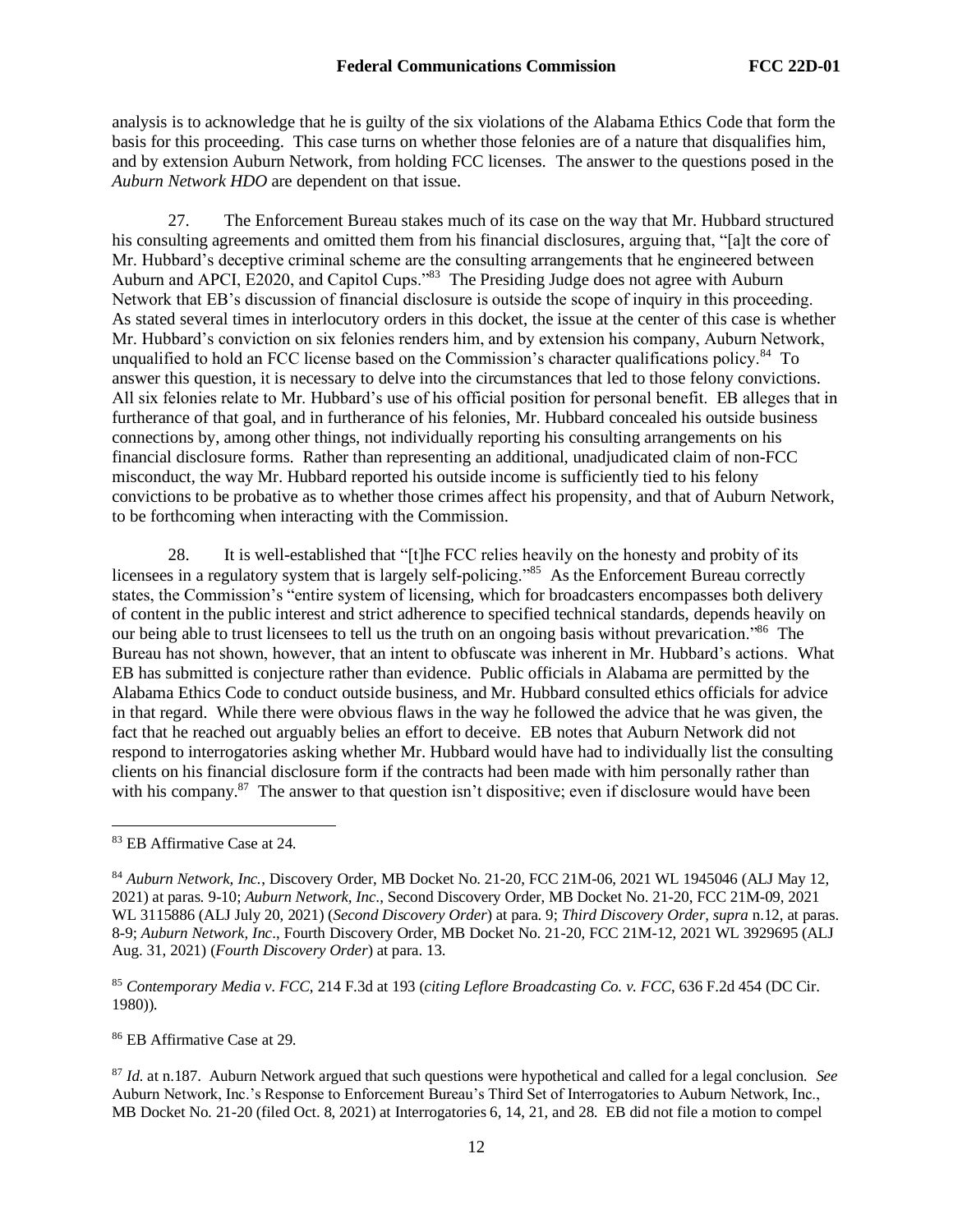analysis is to acknowledge that he is guilty of the six violations of the Alabama Ethics Code that form the basis for this proceeding. This case turns on whether those felonies are of a nature that disqualifies him, and by extension Auburn Network, from holding FCC licenses. The answer to the questions posed in the *Auburn Network HDO* are dependent on that issue.

27. The Enforcement Bureau stakes much of its case on the way that Mr. Hubbard structured his consulting agreements and omitted them from his financial disclosures, arguing that, "[a]t the core of Mr. Hubbard's deceptive criminal scheme are the consulting arrangements that he engineered between Auburn and APCI, E2020, and Capitol Cups."[83] The Presiding Judge does not agree with Auburn Network that EB's discussion of financial disclosure is outside the scope of inquiry in this proceeding. As stated several times in interlocutory orders in this docket, the issue at the center of this case is whether Mr. Hubbard's conviction on six felonies renders him, and by extension his company, Auburn Network, unqualified to hold an FCC license based on the Commission's character qualifications policy.[84] To answer this question, it is necessary to delve into the circumstances that led to those felony convictions. All six felonies relate to Mr. Hubbard's use of his official position for personal benefit. EB alleges that in furtherance of that goal, and in furtherance of his felonies, Mr. Hubbard concealed his outside business connections by, among other things, not individually reporting his consulting arrangements on his financial disclosure forms. Rather than representing an additional, unadjudicated claim of non-FCC misconduct, the way Mr. Hubbard reported his outside income is sufficiently tied to his felony convictions to be probative as to whether those crimes affect his propensity, and that of Auburn Network, to be forthcoming when interacting with the Commission.

28. It is well-established that "[t]he FCC relies heavily on the honesty and probity of its licensees in a regulatory system that is largely self-policing."[85] As the Enforcement Bureau correctly states, the Commission's "entire system of licensing, which for broadcasters encompasses both delivery of content in the public interest and strict adherence to specified technical standards, depends heavily on our being able to trust licensees to tell us the truth on an ongoing basis without prevarication."[86] The Bureau has not shown, however, that an intent to obfuscate was inherent in Mr. Hubbard's actions. What EB has submitted is conjecture rather than evidence. Public officials in Alabama are permitted by the Alabama Ethics Code to conduct outside business, and Mr. Hubbard consulted ethics officials for advice in that regard. While there were obvious flaws in the way he followed the advice that he was given, the fact that he reached out arguably belies an effort to deceive. EB notes that Auburn Network did not respond to interrogatories asking whether Mr. Hubbard would have had to individually list the consulting clients on his financial disclosure form if the contracts had been made with him personally rather than with his company.[87] The answer to that question isn't dispositive; even if disclosure would have been

---

[83] EB Affirmative Case at 24.

[84] *Auburn Network, Inc.*, Discovery Order, MB Docket No. 21-20, FCC 21M-06, 2021 WL 1945046 (ALJ May 12, 2021) at paras. 9-10; *Auburn Network, Inc*., Second Discovery Order, MB Docket No. 21-20, FCC 21M-09, 2021 WL 3115886 (ALJ July 20, 2021) (*Second Discovery Order*) at para. 9; *Third Discovery Order, supra* n.12, at paras. 8-9; *Auburn Network, Inc*., Fourth Discovery Order, MB Docket No. 21-20, FCC 21M-12, 2021 WL 3929695 (ALJ Aug. 31, 2021) (*Fourth Discovery Order*) at para. 13.

[85] *Contemporary Media v. FCC*, 214 F.3d at 193 (*citing Leflore Broadcasting Co. v. FCC*, 636 F.2d 454 (DC Cir. 1980)).

[86] EB Affirmative Case at 29.

[87] *Id.* at n.187. Auburn Network argued that such questions were hypothetical and called for a legal conclusion. *See* Auburn Network, Inc.'s Response to Enforcement Bureau's Third Set of Interrogatories to Auburn Network, Inc., MB Docket No. 21-20 (filed Oct. 8, 2021) at Interrogatories 6, 14, 21, and 28. EB did not file a motion to compel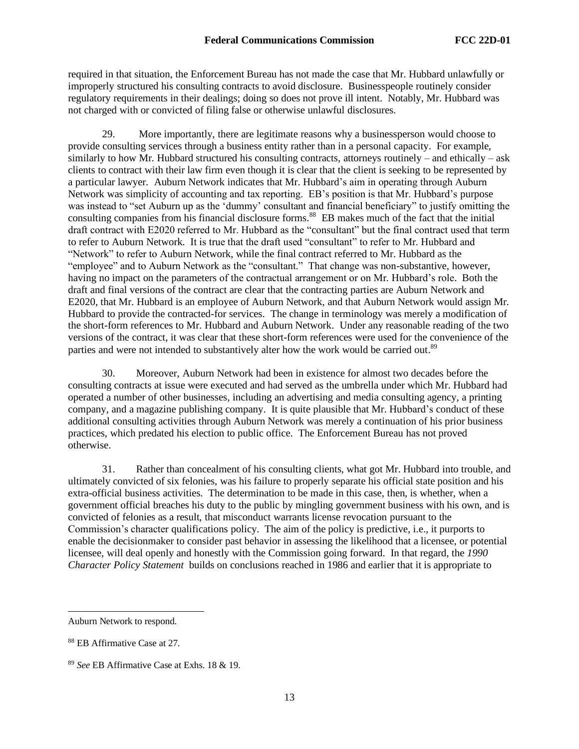required in that situation, the Enforcement Bureau has not made the case that Mr. Hubbard unlawfully or improperly structured his consulting contracts to avoid disclosure. Businesspeople routinely consider regulatory requirements in their dealings; doing so does not prove ill intent. Notably, Mr. Hubbard was not charged with or convicted of filing false or otherwise unlawful disclosures.

29. More importantly, there are legitimate reasons why a businessperson would choose to provide consulting services through a business entity rather than in a personal capacity. For example, similarly to how Mr. Hubbard structured his consulting contracts, attorneys routinely – and ethically – ask clients to contract with their law firm even though it is clear that the client is seeking to be represented by a particular lawyer. Auburn Network indicates that Mr. Hubbard's aim in operating through Auburn Network was simplicity of accounting and tax reporting. EB's position is that Mr. Hubbard's purpose was instead to "set Auburn up as the 'dummy' consultant and financial beneficiary" to justify omitting the consulting companies from his financial disclosure forms.[88] EB makes much of the fact that the initial draft contract with E2020 referred to Mr. Hubbard as the "consultant" but the final contract used that term to refer to Auburn Network. It is true that the draft used "consultant" to refer to Mr. Hubbard and "Network" to refer to Auburn Network, while the final contract referred to Mr. Hubbard as the "employee" and to Auburn Network as the "consultant." That change was non-substantive, however, having no impact on the parameters of the contractual arrangement or on Mr. Hubbard's role. Both the draft and final versions of the contract are clear that the contracting parties are Auburn Network and E2020, that Mr. Hubbard is an employee of Auburn Network, and that Auburn Network would assign Mr. Hubbard to provide the contracted-for services. The change in terminology was merely a modification of the short-form references to Mr. Hubbard and Auburn Network. Under any reasonable reading of the two versions of the contract, it was clear that these short-form references were used for the convenience of the parties and were not intended to substantively alter how the work would be carried out.[89]

30. Moreover, Auburn Network had been in existence for almost two decades before the consulting contracts at issue were executed and had served as the umbrella under which Mr. Hubbard had operated a number of other businesses, including an advertising and media consulting agency, a printing company, and a magazine publishing company. It is quite plausible that Mr. Hubbard's conduct of these additional consulting activities through Auburn Network was merely a continuation of his prior business practices, which predated his election to public office. The Enforcement Bureau has not proved otherwise.

31. Rather than concealment of his consulting clients, what got Mr. Hubbard into trouble, and ultimately convicted of six felonies, was his failure to properly separate his official state position and his extra-official business activities. The determination to be made in this case, then, is whether, when a government official breaches his duty to the public by mingling government business with his own, and is convicted of felonies as a result, that misconduct warrants license revocation pursuant to the Commission's character qualifications policy. The aim of the policy is predictive, i.e., it purports to enable the decisionmaker to consider past behavior in assessing the likelihood that a licensee, or potential licensee, will deal openly and honestly with the Commission going forward. In that regard, the *1990 Character Policy Statement* builds on conclusions reached in 1986 and earlier that it is appropriate to

---

Auburn Network to respond.

[88] EB Affirmative Case at 27.

[89] *See* EB Affirmative Case at Exhs. 18 & 19.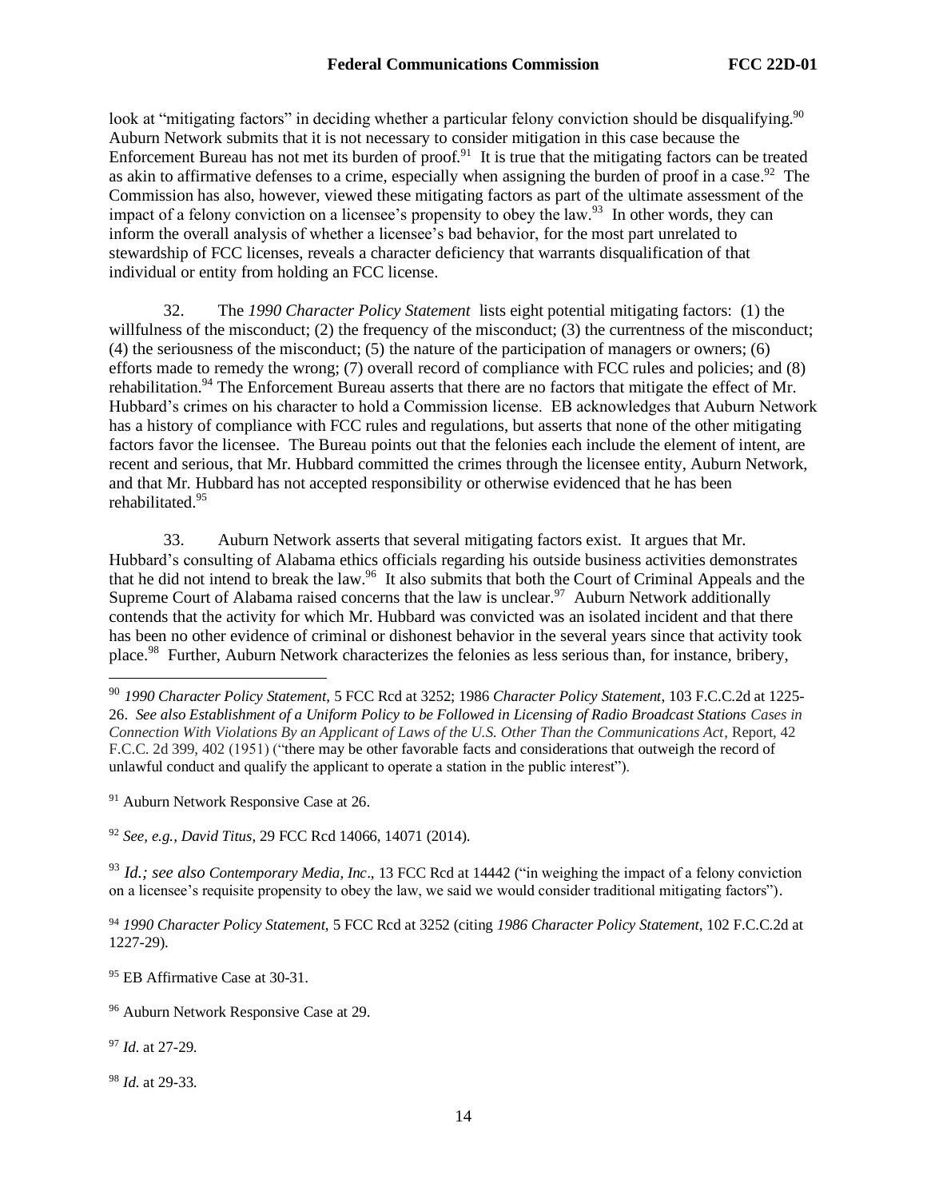look at "mitigating factors" in deciding whether a particular felony conviction should be disqualifying.[90] Auburn Network submits that it is not necessary to consider mitigation in this case because the Enforcement Bureau has not met its burden of proof.[91] It is true that the mitigating factors can be treated as akin to affirmative defenses to a crime, especially when assigning the burden of proof in a case.[92] The Commission has also, however, viewed these mitigating factors as part of the ultimate assessment of the impact of a felony conviction on a licensee's propensity to obey the law.[93] In other words, they can inform the overall analysis of whether a licensee's bad behavior, for the most part unrelated to stewardship of FCC licenses, reveals a character deficiency that warrants disqualification of that individual or entity from holding an FCC license.

32. The *1990 Character Policy Statement* lists eight potential mitigating factors: (1) the willfulness of the misconduct; (2) the frequency of the misconduct; (3) the currentness of the misconduct; (4) the seriousness of the misconduct; (5) the nature of the participation of managers or owners; (6) efforts made to remedy the wrong; (7) overall record of compliance with FCC rules and policies; and (8) rehabilitation.[94] The Enforcement Bureau asserts that there are no factors that mitigate the effect of Mr. Hubbard's crimes on his character to hold a Commission license. EB acknowledges that Auburn Network has a history of compliance with FCC rules and regulations, but asserts that none of the other mitigating factors favor the licensee. The Bureau points out that the felonies each include the element of intent, are recent and serious, that Mr. Hubbard committed the crimes through the licensee entity, Auburn Network, and that Mr. Hubbard has not accepted responsibility or otherwise evidenced that he has been rehabilitated.[95]

33. Auburn Network asserts that several mitigating factors exist. It argues that Mr. Hubbard's consulting of Alabama ethics officials regarding his outside business activities demonstrates that he did not intend to break the law.[96] It also submits that both the Court of Criminal Appeals and the Supreme Court of Alabama raised concerns that the law is unclear.[97] Auburn Network additionally contends that the activity for which Mr. Hubbard was convicted was an isolated incident and that there has been no other evidence of criminal or dishonest behavior in the several years since that activity took place.[98] Further, Auburn Network characterizes the felonies as less serious than, for instance, bribery,

---

[90] *1990 Character Policy Statement*, 5 FCC Rcd at 3252; 1986 *Character Policy Statement*, 103 F.C.C.2d at 1225-26. *See also Establishment of a Uniform Policy to be Followed in Licensing of Radio Broadcast Stations Cases in Connection With Violations By an Applicant of Laws of the U.S. Other Than the Communications Act*, Report, 42 F.C.C. 2d 399, 402 (1951) ("there may be other favorable facts and considerations that outweigh the record of unlawful conduct and qualify the applicant to operate a station in the public interest").

[91] Auburn Network Responsive Case at 26.

[92] *See, e.g., David Titus*, 29 FCC Rcd 14066, 14071 (2014).

[93] *Id.; see also Contemporary Media, Inc*., 13 FCC Rcd at 14442 ("in weighing the impact of a felony conviction on a licensee's requisite propensity to obey the law, we said we would consider traditional mitigating factors").

[94] *1990 Character Policy Statement*, 5 FCC Rcd at 3252 (citing *1986 Character Policy Statement*, 102 F.C.C.2d at 1227-29).

[95] EB Affirmative Case at 30-31.

[96] Auburn Network Responsive Case at 29.

[97] *Id.* at 27-29.

[98] *Id.* at 29-33.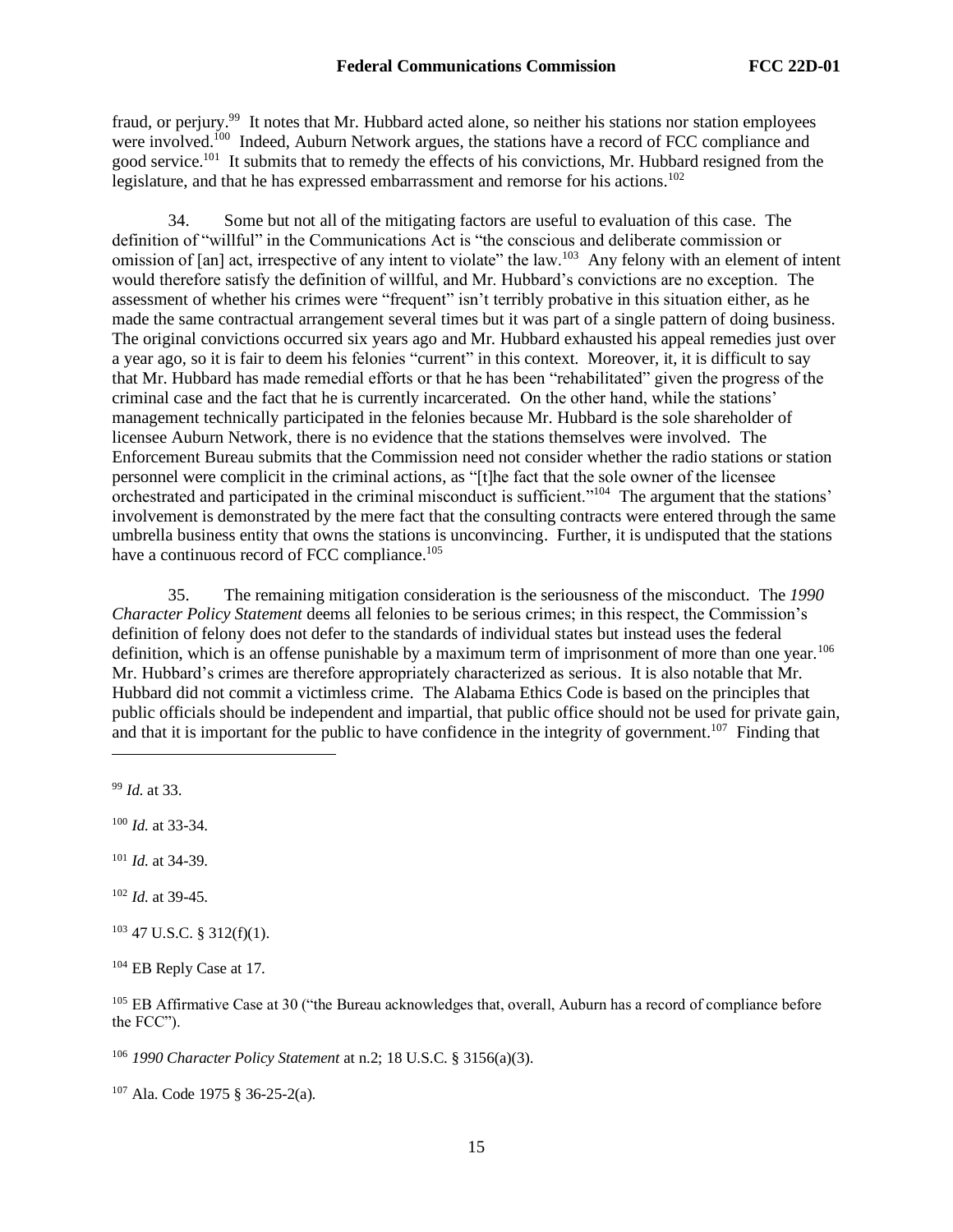fraud, or perjury.[99] It notes that Mr. Hubbard acted alone, so neither his stations nor station employees were involved.[100] Indeed, Auburn Network argues, the stations have a record of FCC compliance and good service.[101] It submits that to remedy the effects of his convictions, Mr. Hubbard resigned from the legislature, and that he has expressed embarrassment and remorse for his actions.[102]

34. Some but not all of the mitigating factors are useful to evaluation of this case. The definition of "willful" in the Communications Act is "the conscious and deliberate commission or omission of [an] act, irrespective of any intent to violate" the law.[103] Any felony with an element of intent would therefore satisfy the definition of willful, and Mr. Hubbard's convictions are no exception. The assessment of whether his crimes were "frequent" isn't terribly probative in this situation either, as he made the same contractual arrangement several times but it was part of a single pattern of doing business. The original convictions occurred six years ago and Mr. Hubbard exhausted his appeal remedies just over a year ago, so it is fair to deem his felonies "current" in this context. Moreover, it, it is difficult to say that Mr. Hubbard has made remedial efforts or that he has been "rehabilitated" given the progress of the criminal case and the fact that he is currently incarcerated. On the other hand, while the stations' management technically participated in the felonies because Mr. Hubbard is the sole shareholder of licensee Auburn Network, there is no evidence that the stations themselves were involved. The Enforcement Bureau submits that the Commission need not consider whether the radio stations or station personnel were complicit in the criminal actions, as "[t]he fact that the sole owner of the licensee orchestrated and participated in the criminal misconduct is sufficient."[104] The argument that the stations' involvement is demonstrated by the mere fact that the consulting contracts were entered through the same umbrella business entity that owns the stations is unconvincing. Further, it is undisputed that the stations have a continuous record of FCC compliance.[105]

35. The remaining mitigation consideration is the seriousness of the misconduct. The *1990 Character Policy Statement* deems all felonies to be serious crimes; in this respect, the Commission's definition of felony does not defer to the standards of individual states but instead uses the federal definition, which is an offense punishable by a maximum term of imprisonment of more than one year.[106] Mr. Hubbard's crimes are therefore appropriately characterized as serious. It is also notable that Mr. Hubbard did not commit a victimless crime. The Alabama Ethics Code is based on the principles that public officials should be independent and impartial, that public office should not be used for private gain, and that it is important for the public to have confidence in the integrity of government.[107] Finding that

---

[99] *Id.* at 33.

[100] *Id.* at 33-34.

[101] *Id.* at 34-39.

[102] *Id.* at 39-45.

[103] 47 U.S.C. § 312(f)(1).

[104] EB Reply Case at 17.

[105] EB Affirmative Case at 30 ("the Bureau acknowledges that, overall, Auburn has a record of compliance before the FCC").

[106] *1990 Character Policy Statement* at n.2; 18 U.S.C. § 3156(a)(3).

[107] Ala. Code 1975 § 36-25-2(a).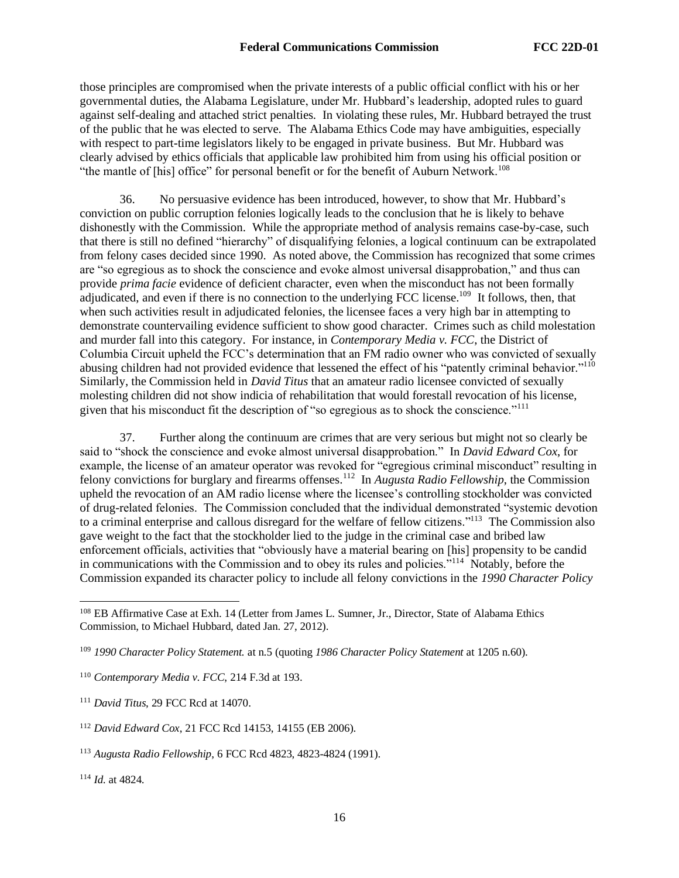those principles are compromised when the private interests of a public official conflict with his or her governmental duties, the Alabama Legislature, under Mr. Hubbard's leadership, adopted rules to guard against self-dealing and attached strict penalties. In violating these rules, Mr. Hubbard betrayed the trust of the public that he was elected to serve. The Alabama Ethics Code may have ambiguities, especially with respect to part-time legislators likely to be engaged in private business. But Mr. Hubbard was clearly advised by ethics officials that applicable law prohibited him from using his official position or "the mantle of [his] office" for personal benefit or for the benefit of Auburn Network.[108]

36. No persuasive evidence has been introduced, however, to show that Mr. Hubbard's conviction on public corruption felonies logically leads to the conclusion that he is likely to behave dishonestly with the Commission. While the appropriate method of analysis remains case-by-case, such that there is still no defined "hierarchy" of disqualifying felonies, a logical continuum can be extrapolated from felony cases decided since 1990. As noted above, the Commission has recognized that some crimes are "so egregious as to shock the conscience and evoke almost universal disapprobation," and thus can provide *prima facie* evidence of deficient character, even when the misconduct has not been formally adjudicated, and even if there is no connection to the underlying FCC license.[109] It follows, then, that when such activities result in adjudicated felonies, the licensee faces a very high bar in attempting to demonstrate countervailing evidence sufficient to show good character. Crimes such as child molestation and murder fall into this category. For instance, in *Contemporary Media v. FCC*, the District of Columbia Circuit upheld the FCC's determination that an FM radio owner who was convicted of sexually abusing children had not provided evidence that lessened the effect of his "patently criminal behavior."[110] Similarly, the Commission held in *David Titus* that an amateur radio licensee convicted of sexually molesting children did not show indicia of rehabilitation that would forestall revocation of his license, given that his misconduct fit the description of "so egregious as to shock the conscience."[111]

37. Further along the continuum are crimes that are very serious but might not so clearly be said to "shock the conscience and evoke almost universal disapprobation." In *David Edward Cox*, for example, the license of an amateur operator was revoked for "egregious criminal misconduct" resulting in felony convictions for burglary and firearms offenses.[112] In *Augusta Radio Fellowship*, the Commission upheld the revocation of an AM radio license where the licensee's controlling stockholder was convicted of drug-related felonies. The Commission concluded that the individual demonstrated "systemic devotion to a criminal enterprise and callous disregard for the welfare of fellow citizens."[113] The Commission also gave weight to the fact that the stockholder lied to the judge in the criminal case and bribed law enforcement officials, activities that "obviously have a material bearing on [his] propensity to be candid in communications with the Commission and to obey its rules and policies."[114] Notably, before the Commission expanded its character policy to include all felony convictions in the *1990 Character Policy*

---

[108] EB Affirmative Case at Exh. 14 (Letter from James L. Sumner, Jr., Director, State of Alabama Ethics Commission, to Michael Hubbard, dated Jan. 27, 2012).

[109] *1990 Character Policy Statement.* at n.5 (quoting *1986 Character Policy Statement* at 1205 n.60).

[110] *Contemporary Media v. FCC*, 214 F.3d at 193.

[111] *David Titus*, 29 FCC Rcd at 14070.

[112] *David Edward Cox*, 21 FCC Rcd 14153, 14155 (EB 2006).

[113] *Augusta Radio Fellowship*, 6 FCC Rcd 4823, 4823-4824 (1991).

[114] *Id.* at 4824.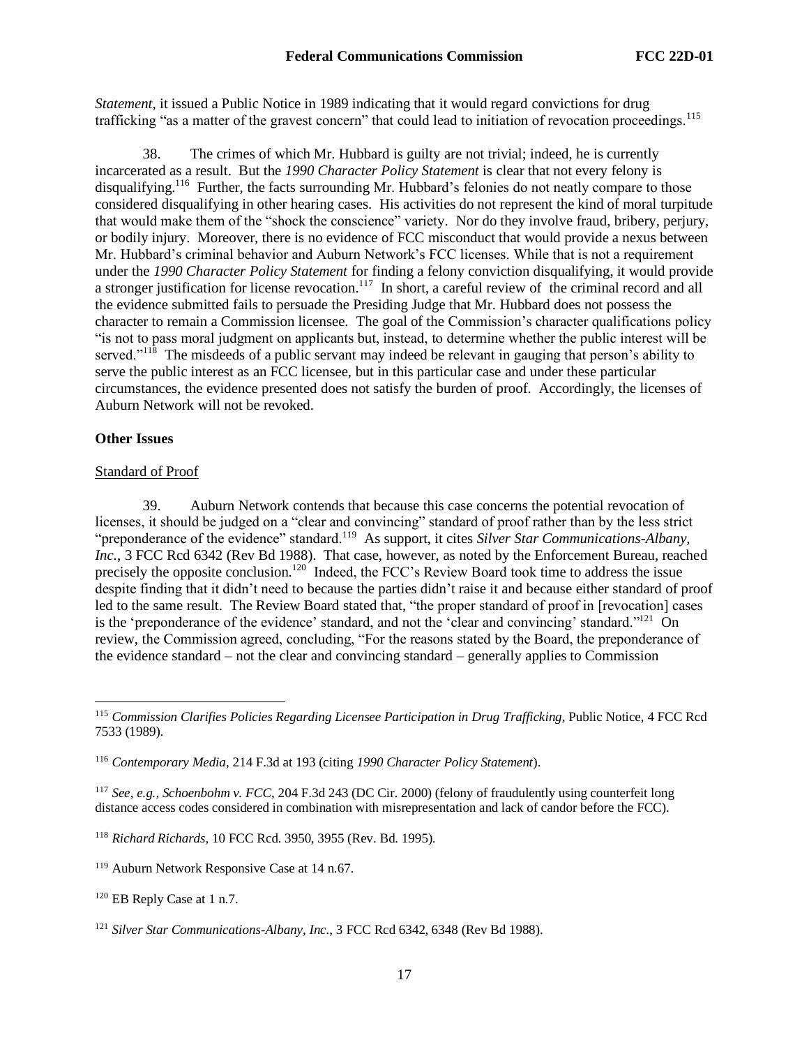*Statement*, it issued a Public Notice in 1989 indicating that it would regard convictions for drug trafficking "as a matter of the gravest concern" that could lead to initiation of revocation proceedings.[115]

38. The crimes of which Mr. Hubbard is guilty are not trivial; indeed, he is currently incarcerated as a result. But the *1990 Character Policy Statement* is clear that not every felony is disqualifying.[116] Further, the facts surrounding Mr. Hubbard's felonies do not neatly compare to those considered disqualifying in other hearing cases. His activities do not represent the kind of moral turpitude that would make them of the "shock the conscience" variety. Nor do they involve fraud, bribery, perjury, or bodily injury. Moreover, there is no evidence of FCC misconduct that would provide a nexus between Mr. Hubbard's criminal behavior and Auburn Network's FCC licenses. While that is not a requirement under the *1990 Character Policy Statement* for finding a felony conviction disqualifying, it would provide a stronger justification for license revocation.[117] In short, a careful review of the criminal record and all the evidence submitted fails to persuade the Presiding Judge that Mr. Hubbard does not possess the character to remain a Commission licensee. The goal of the Commission's character qualifications policy "is not to pass moral judgment on applicants but, instead, to determine whether the public interest will be served."[118] The misdeeds of a public servant may indeed be relevant in gauging that person's ability to serve the public interest as an FCC licensee, but in this particular case and under these particular circumstances, the evidence presented does not satisfy the burden of proof. Accordingly, the licenses of Auburn Network will not be revoked.

**Other Issues**

Standard of Proof

39. Auburn Network contends that because this case concerns the potential revocation of licenses, it should be judged on a "clear and convincing" standard of proof rather than by the less strict "preponderance of the evidence" standard.[119] As support, it cites *Silver Star Communications-Albany, Inc.*, 3 FCC Rcd 6342 (Rev Bd 1988). That case, however, as noted by the Enforcement Bureau, reached precisely the opposite conclusion.[120] Indeed, the FCC's Review Board took time to address the issue despite finding that it didn't need to because the parties didn't raise it and because either standard of proof led to the same result. The Review Board stated that, "the proper standard of proof in [revocation] cases is the 'preponderance of the evidence' standard, and not the 'clear and convincing' standard."[121] On review, the Commission agreed, concluding, "For the reasons stated by the Board, the preponderance of the evidence standard – not the clear and convincing standard – generally applies to Commission

---

[115] *Commission Clarifies Policies Regarding Licensee Participation in Drug Trafficking*, Public Notice, 4 FCC Rcd 7533 (1989).

[116] *Contemporary Media*, 214 F.3d at 193 (citing *1990 Character Policy Statement*).

[117] *See, e.g., Schoenbohm v. FCC*, 204 F.3d 243 (DC Cir. 2000) (felony of fraudulently using counterfeit long distance access codes considered in combination with misrepresentation and lack of candor before the FCC).

[118] *Richard Richards*, 10 FCC Rcd. 3950, 3955 (Rev. Bd. 1995).

[119] Auburn Network Responsive Case at 14 n.67.

[120] EB Reply Case at 1 n.7.

[121] *Silver Star Communications-Albany, Inc.*, 3 FCC Rcd 6342, 6348 (Rev Bd 1988).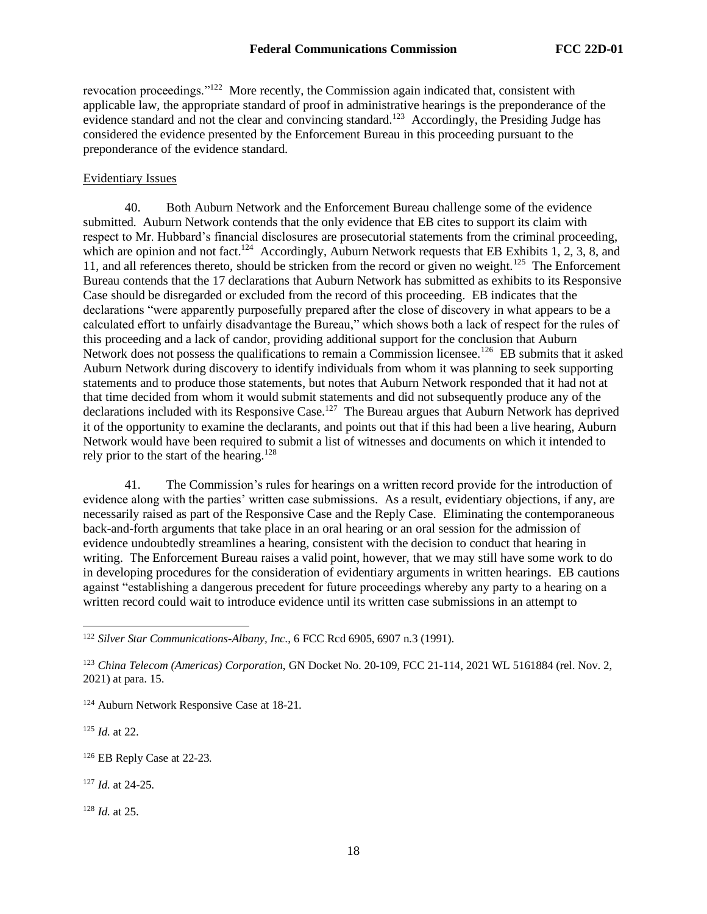revocation proceedings."[122] More recently, the Commission again indicated that, consistent with applicable law, the appropriate standard of proof in administrative hearings is the preponderance of the evidence standard and not the clear and convincing standard.[123] Accordingly, the Presiding Judge has considered the evidence presented by the Enforcement Bureau in this proceeding pursuant to the preponderance of the evidence standard.

Evidentiary Issues

40. Both Auburn Network and the Enforcement Bureau challenge some of the evidence submitted. Auburn Network contends that the only evidence that EB cites to support its claim with respect to Mr. Hubbard's financial disclosures are prosecutorial statements from the criminal proceeding, which are opinion and not fact.[124] Accordingly, Auburn Network requests that EB Exhibits 1, 2, 3, 8, and 11, and all references thereto, should be stricken from the record or given no weight.[125] The Enforcement Bureau contends that the 17 declarations that Auburn Network has submitted as exhibits to its Responsive Case should be disregarded or excluded from the record of this proceeding. EB indicates that the declarations "were apparently purposefully prepared after the close of discovery in what appears to be a calculated effort to unfairly disadvantage the Bureau," which shows both a lack of respect for the rules of this proceeding and a lack of candor, providing additional support for the conclusion that Auburn Network does not possess the qualifications to remain a Commission licensee.[126] EB submits that it asked Auburn Network during discovery to identify individuals from whom it was planning to seek supporting statements and to produce those statements, but notes that Auburn Network responded that it had not at that time decided from whom it would submit statements and did not subsequently produce any of the declarations included with its Responsive Case.[127] The Bureau argues that Auburn Network has deprived it of the opportunity to examine the declarants, and points out that if this had been a live hearing, Auburn Network would have been required to submit a list of witnesses and documents on which it intended to rely prior to the start of the hearing.[128]

41. The Commission's rules for hearings on a written record provide for the introduction of evidence along with the parties' written case submissions. As a result, evidentiary objections, if any, are necessarily raised as part of the Responsive Case and the Reply Case. Eliminating the contemporaneous back-and-forth arguments that take place in an oral hearing or an oral session for the admission of evidence undoubtedly streamlines a hearing, consistent with the decision to conduct that hearing in writing. The Enforcement Bureau raises a valid point, however, that we may still have some work to do in developing procedures for the consideration of evidentiary arguments in written hearings. EB cautions against "establishing a dangerous precedent for future proceedings whereby any party to a hearing on a written record could wait to introduce evidence until its written case submissions in an attempt to

---

[122] *Silver Star Communications-Albany, Inc*., 6 FCC Rcd 6905, 6907 n.3 (1991).

[123] *China Telecom (Americas) Corporation*, GN Docket No. 20-109, FCC 21-114, 2021 WL 5161884 (rel. Nov. 2, 2021) at para. 15.

[124] Auburn Network Responsive Case at 18-21.

[125] *Id.* at 22.

[126] EB Reply Case at 22-23.

[127] *Id.* at 24-25.

[128] *Id.* at 25.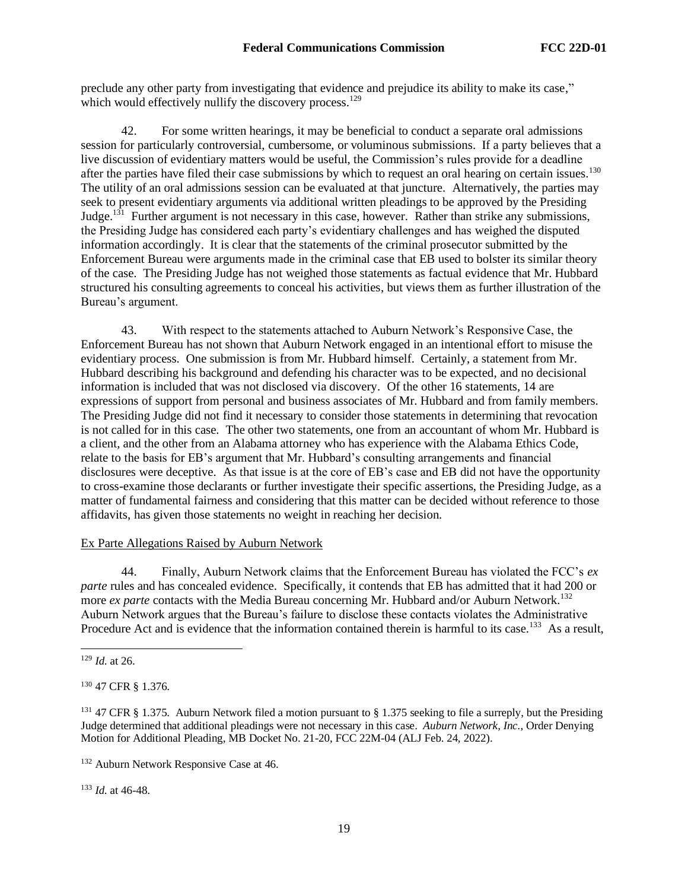preclude any other party from investigating that evidence and prejudice its ability to make its case," which would effectively nullify the discovery process.[129]

42. For some written hearings, it may be beneficial to conduct a separate oral admissions session for particularly controversial, cumbersome, or voluminous submissions. If a party believes that a live discussion of evidentiary matters would be useful, the Commission's rules provide for a deadline after the parties have filed their case submissions by which to request an oral hearing on certain issues.[130] The utility of an oral admissions session can be evaluated at that juncture. Alternatively, the parties may seek to present evidentiary arguments via additional written pleadings to be approved by the Presiding Judge.[131] Further argument is not necessary in this case, however. Rather than strike any submissions, the Presiding Judge has considered each party's evidentiary challenges and has weighed the disputed information accordingly. It is clear that the statements of the criminal prosecutor submitted by the Enforcement Bureau were arguments made in the criminal case that EB used to bolster its similar theory of the case. The Presiding Judge has not weighed those statements as factual evidence that Mr. Hubbard structured his consulting agreements to conceal his activities, but views them as further illustration of the Bureau's argument.

43. With respect to the statements attached to Auburn Network's Responsive Case, the Enforcement Bureau has not shown that Auburn Network engaged in an intentional effort to misuse the evidentiary process. One submission is from Mr. Hubbard himself. Certainly, a statement from Mr. Hubbard describing his background and defending his character was to be expected, and no decisional information is included that was not disclosed via discovery. Of the other 16 statements, 14 are expressions of support from personal and business associates of Mr. Hubbard and from family members. The Presiding Judge did not find it necessary to consider those statements in determining that revocation is not called for in this case. The other two statements, one from an accountant of whom Mr. Hubbard is a client, and the other from an Alabama attorney who has experience with the Alabama Ethics Code, relate to the basis for EB's argument that Mr. Hubbard's consulting arrangements and financial disclosures were deceptive. As that issue is at the core of EB's case and EB did not have the opportunity to cross-examine those declarants or further investigate their specific assertions, the Presiding Judge, as a matter of fundamental fairness and considering that this matter can be decided without reference to those affidavits, has given those statements no weight in reaching her decision.

Ex Parte Allegations Raised by Auburn Network

44. Finally, Auburn Network claims that the Enforcement Bureau has violated the FCC's *ex parte* rules and has concealed evidence. Specifically, it contends that EB has admitted that it had 200 or more *ex parte* contacts with the Media Bureau concerning Mr. Hubbard and/or Auburn Network.[132] Auburn Network argues that the Bureau's failure to disclose these contacts violates the Administrative Procedure Act and is evidence that the information contained therein is harmful to its case.[133] As a result,

---

[129] *Id.* at 26.

[130] 47 CFR § 1.376.

[131] 47 CFR § 1.375. Auburn Network filed a motion pursuant to § 1.375 seeking to file a surreply, but the Presiding Judge determined that additional pleadings were not necessary in this case. *Auburn Network, Inc.*, Order Denying Motion for Additional Pleading, MB Docket No. 21-20, FCC 22M-04 (ALJ Feb. 24, 2022).

[132] Auburn Network Responsive Case at 46.

[133] *Id.* at 46-48.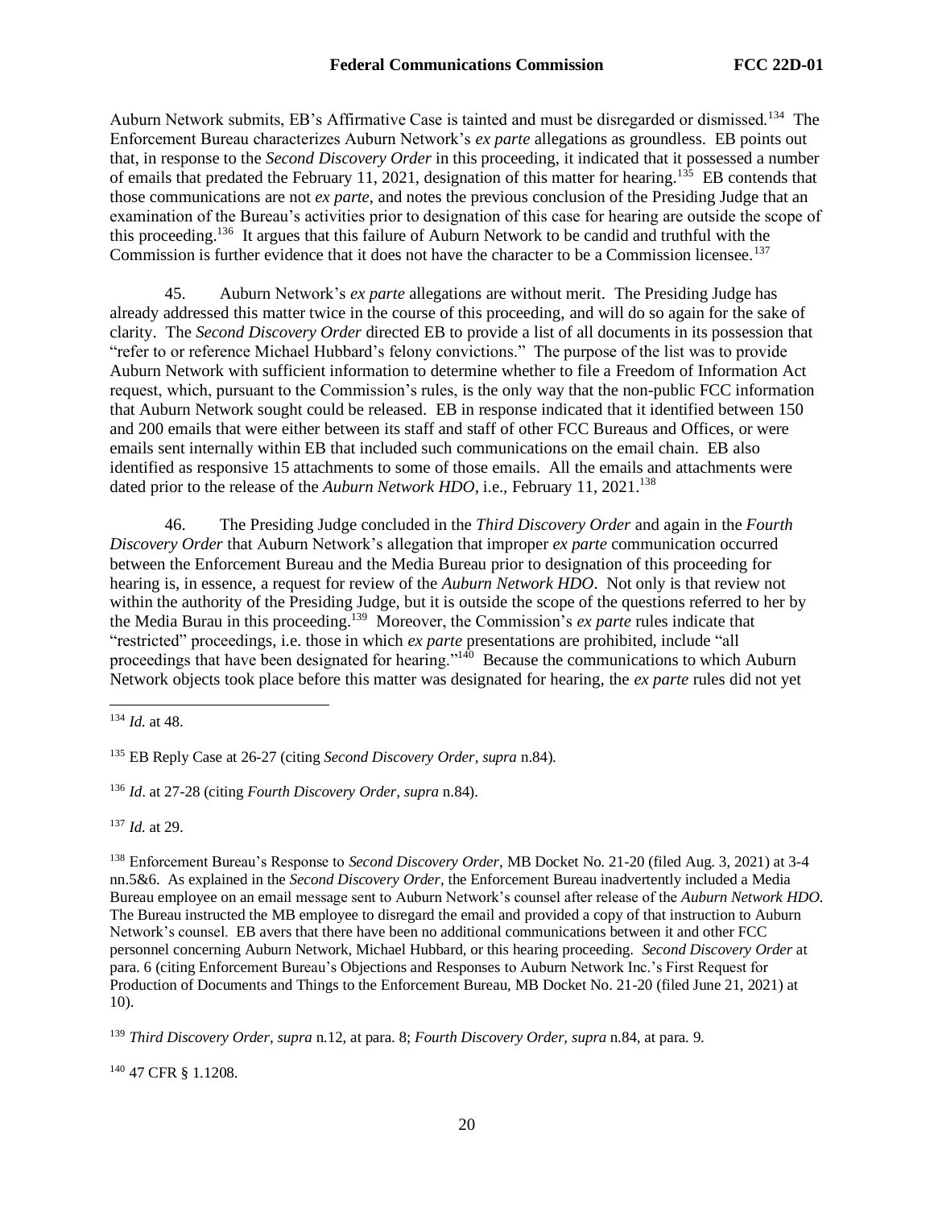Auburn Network submits, EB's Affirmative Case is tainted and must be disregarded or dismissed.[134] The Enforcement Bureau characterizes Auburn Network's *ex parte* allegations as groundless. EB points out that, in response to the *Second Discovery Order* in this proceeding, it indicated that it possessed a number of emails that predated the February 11, 2021, designation of this matter for hearing.[135] EB contends that those communications are not *ex parte*, and notes the previous conclusion of the Presiding Judge that an examination of the Bureau's activities prior to designation of this case for hearing are outside the scope of this proceeding.[136] It argues that this failure of Auburn Network to be candid and truthful with the Commission is further evidence that it does not have the character to be a Commission licensee.[137]

45. Auburn Network's *ex parte* allegations are without merit. The Presiding Judge has already addressed this matter twice in the course of this proceeding, and will do so again for the sake of clarity. The *Second Discovery Order* directed EB to provide a list of all documents in its possession that "refer to or reference Michael Hubbard's felony convictions." The purpose of the list was to provide Auburn Network with sufficient information to determine whether to file a Freedom of Information Act request, which, pursuant to the Commission's rules, is the only way that the non-public FCC information that Auburn Network sought could be released. EB in response indicated that it identified between 150 and 200 emails that were either between its staff and staff of other FCC Bureaus and Offices, or were emails sent internally within EB that included such communications on the email chain. EB also identified as responsive 15 attachments to some of those emails. All the emails and attachments were dated prior to the release of the *Auburn Network HDO*, i.e., February 11, 2021.[138]

46. The Presiding Judge concluded in the *Third Discovery Order* and again in the *Fourth Discovery Order* that Auburn Network's allegation that improper *ex parte* communication occurred between the Enforcement Bureau and the Media Bureau prior to designation of this proceeding for hearing is, in essence, a request for review of the *Auburn Network HDO*. Not only is that review not within the authority of the Presiding Judge, but it is outside the scope of the questions referred to her by the Media Burau in this proceeding.[139] Moreover, the Commission's *ex parte* rules indicate that "restricted" proceedings, i.e. those in which *ex parte* presentations are prohibited, include "all proceedings that have been designated for hearing."[140] Because the communications to which Auburn Network objects took place before this matter was designated for hearing, the *ex parte* rules did not yet

---

[134] *Id.* at 48.

[135] EB Reply Case at 26-27 (citing *Second Discovery Order*, *supra* n.84).

[136] *Id*. at 27-28 (citing *Fourth Discovery Order*, *supra* n.84).

[137] *Id.* at 29.

[138] Enforcement Bureau's Response to *Second Discovery Order*, MB Docket No. 21-20 (filed Aug. 3, 2021) at 3-4 nn.5&6. As explained in the *Second Discovery Order*, the Enforcement Bureau inadvertently included a Media Bureau employee on an email message sent to Auburn Network's counsel after release of the *Auburn Network HDO*. The Bureau instructed the MB employee to disregard the email and provided a copy of that instruction to Auburn Network's counsel. EB avers that there have been no additional communications between it and other FCC personnel concerning Auburn Network, Michael Hubbard, or this hearing proceeding. *Second Discovery Order* at para. 6 (citing Enforcement Bureau's Objections and Responses to Auburn Network Inc.'s First Request for Production of Documents and Things to the Enforcement Bureau, MB Docket No. 21-20 (filed June 21, 2021) at 10).

[139] *Third Discovery Order*, *supra* n.12, at para. 8; *Fourth Discovery Order, supra* n.84, at para. 9.

[140] 47 CFR § 1.1208.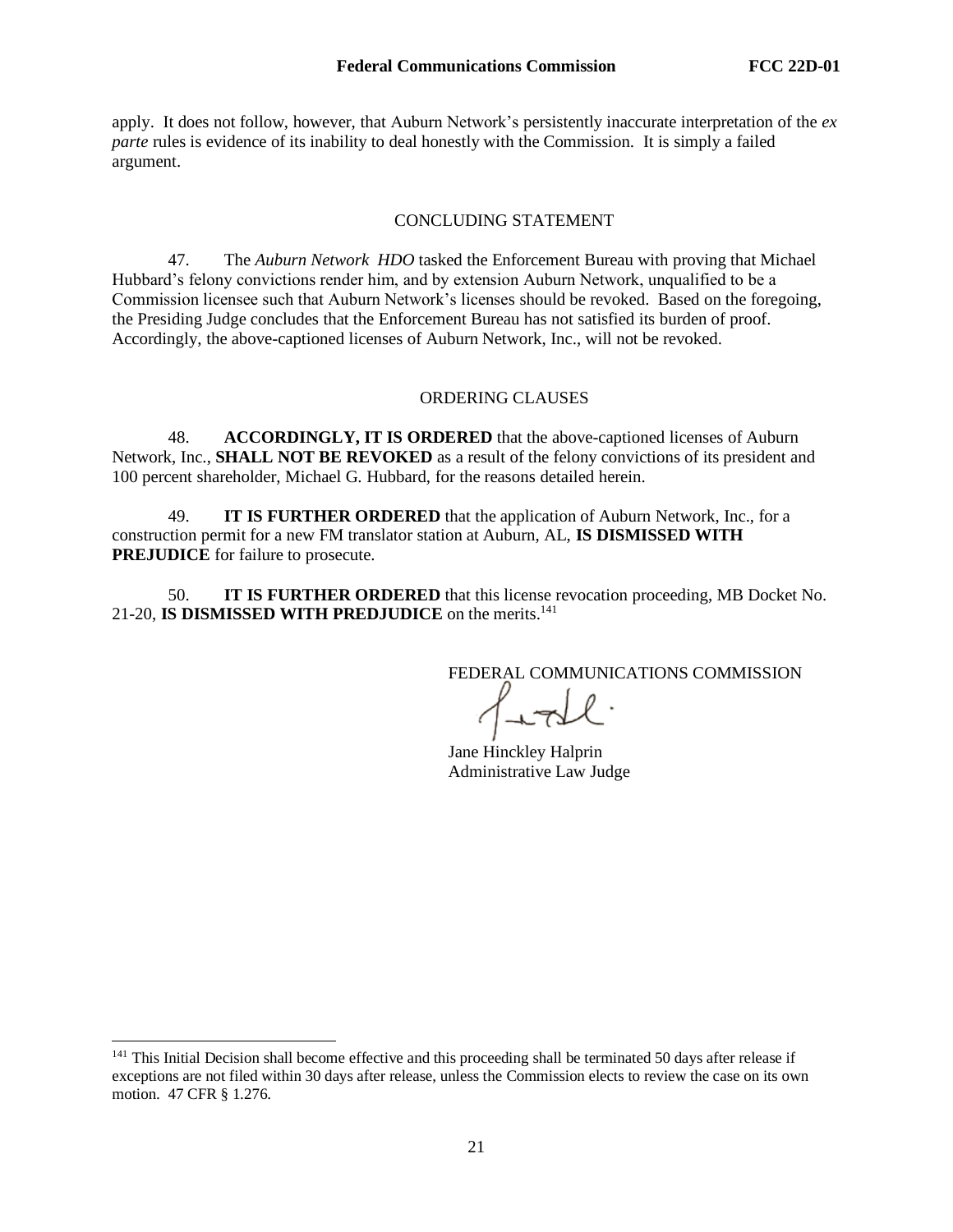apply. It does not follow, however, that Auburn Network's persistently inaccurate interpretation of the *ex parte* rules is evidence of its inability to deal honestly with the Commission. It is simply a failed argument.

## CONCLUDING STATEMENT

47. The *Auburn Network HDO* tasked the Enforcement Bureau with proving that Michael Hubbard's felony convictions render him, and by extension Auburn Network, unqualified to be a Commission licensee such that Auburn Network's licenses should be revoked. Based on the foregoing, the Presiding Judge concludes that the Enforcement Bureau has not satisfied its burden of proof. Accordingly, the above-captioned licenses of Auburn Network, Inc., will not be revoked.

## ORDERING CLAUSES

48. **ACCORDINGLY, IT IS ORDERED** that the above-captioned licenses of Auburn Network, Inc., **SHALL NOT BE REVOKED** as a result of the felony convictions of its president and 100 percent shareholder, Michael G. Hubbard, for the reasons detailed herein.

49. **IT IS FURTHER ORDERED** that the application of Auburn Network, Inc., for a construction permit for a new FM translator station at Auburn, AL, **IS DISMISSED WITH PREJUDICE** for failure to prosecute.

50. **IT IS FURTHER ORDERED** that this license revocation proceeding, MB Docket No. 21-20, **IS DISMISSED WITH PREDJUDICE** on the merits.[141]

FEDERAL COMMUNICATIONS COMMISSION

Jane Hinckley Halprin
Administrative Law Judge

---

[141] This Initial Decision shall become effective and this proceeding shall be terminated 50 days after release if exceptions are not filed within 30 days after release, unless the Commission elects to review the case on its own motion. 47 CFR § 1.276.